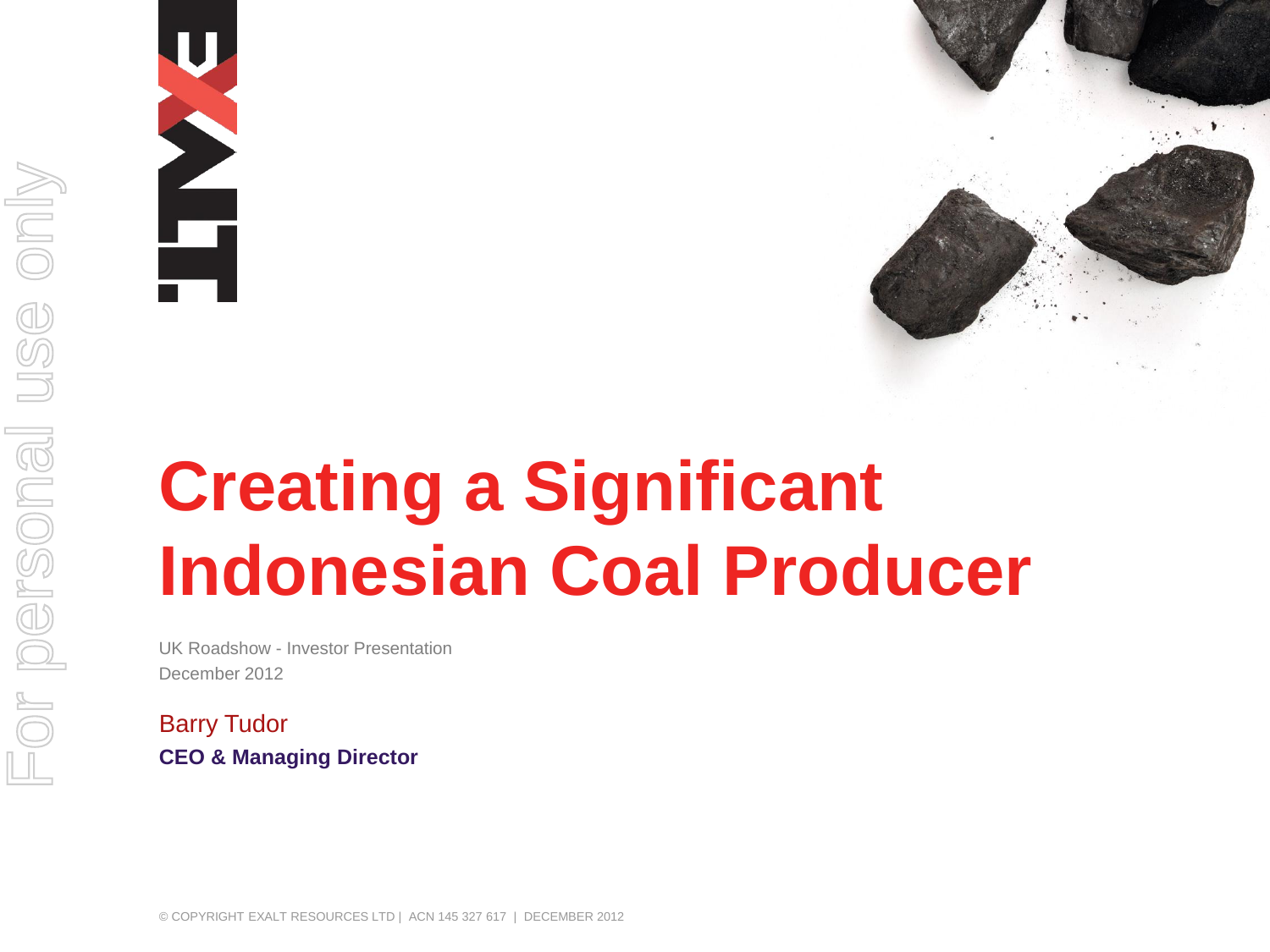# Creating a Significant Indonesian Coal Producer

UK Roadshow - Investor Presentation
December 2012

Barry Tudor
**CEO & Managing Director**

© COPYRIGHT EXALT RESOURCES LTD | ACN 145 327 617 | DECEMBER 2012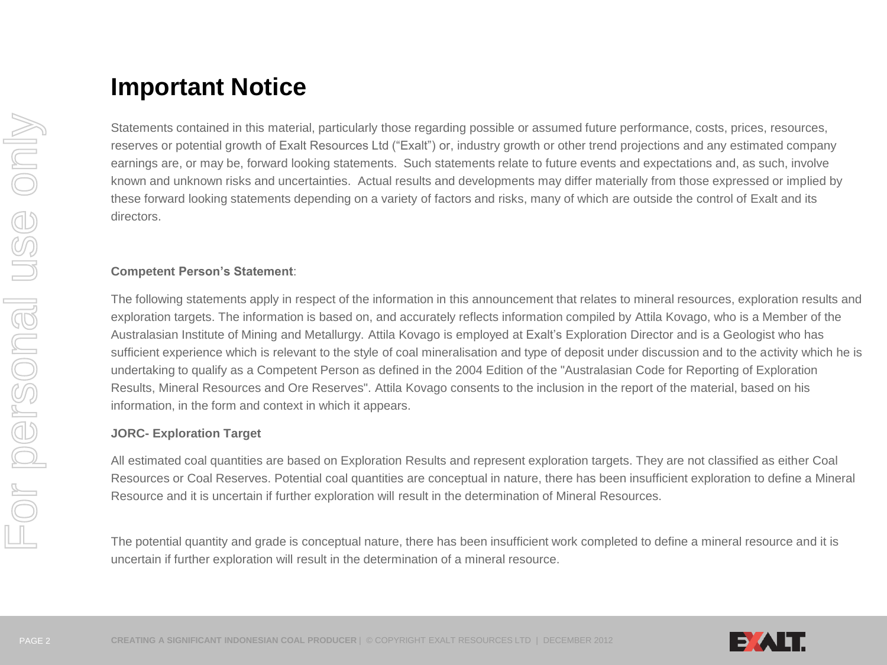# Important Notice

Statements contained in this material, particularly those regarding possible or assumed future performance, costs, prices, resources, reserves or potential growth of Exalt Resources Ltd ("Exalt") or, industry growth or other trend projections and any estimated company earnings are, or may be, forward looking statements. Such statements relate to future events and expectations and, as such, involve known and unknown risks and uncertainties. Actual results and developments may differ materially from those expressed or implied by these forward looking statements depending on a variety of factors and risks, many of which are outside the control of Exalt and its directors.

**Competent Person's Statement**:

The following statements apply in respect of the information in this announcement that relates to mineral resources, exploration results and exploration targets. The information is based on, and accurately reflects information compiled by Attila Kovago, who is a Member of the Australasian Institute of Mining and Metallurgy. Attila Kovago is employed at Exalt's Exploration Director and is a Geologist who has sufficient experience which is relevant to the style of coal mineralisation and type of deposit under discussion and to the activity which he is undertaking to qualify as a Competent Person as defined in the 2004 Edition of the "Australasian Code for Reporting of Exploration Results, Mineral Resources and Ore Reserves". Attila Kovago consents to the inclusion in the report of the material, based on his information, in the form and context in which it appears.

**JORC- Exploration Target**

All estimated coal quantities are based on Exploration Results and represent exploration targets. They are not classified as either Coal Resources or Coal Reserves. Potential coal quantities are conceptual in nature, there has been insufficient exploration to define a Mineral Resource and it is uncertain if further exploration will result in the determination of Mineral Resources.

The potential quantity and grade is conceptual nature, there has been insufficient work completed to define a mineral resource and it is uncertain if further exploration will result in the determination of a mineral resource.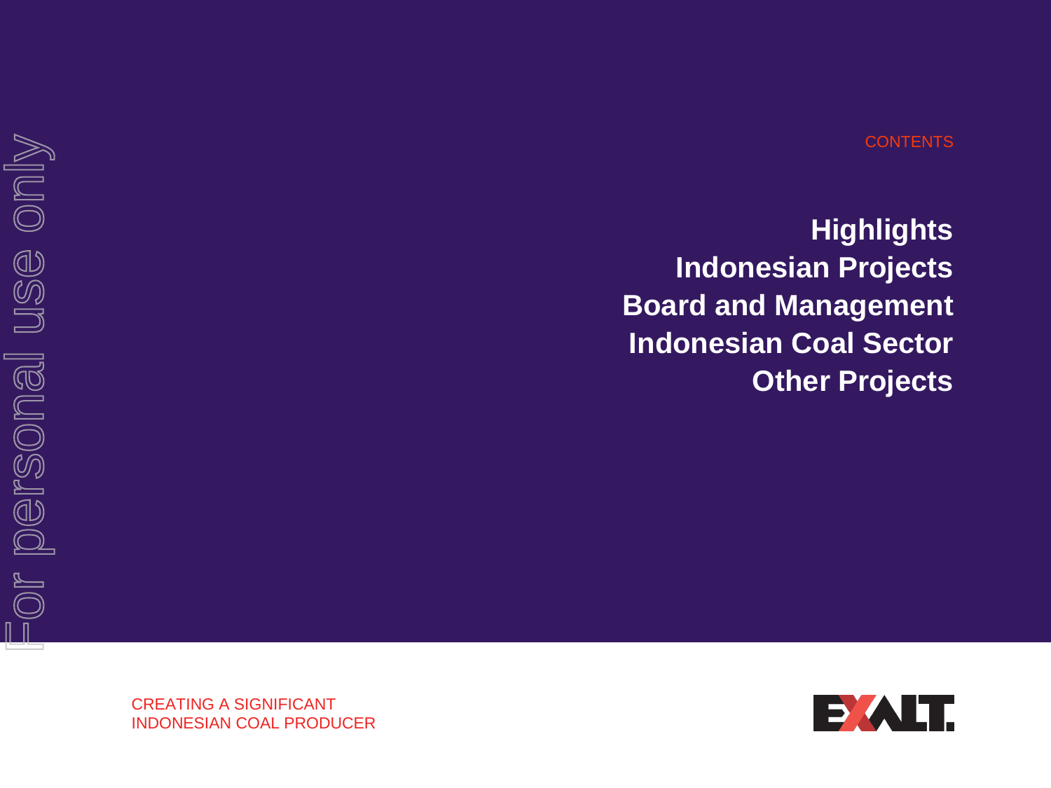CONTENTS

**Highlights**
**Indonesian Projects**
**Board and Management**
**Indonesian Coal Sector**
**Other Projects**

CREATING A SIGNIFICANT
INDONESIAN COAL PRODUCER

EXALT.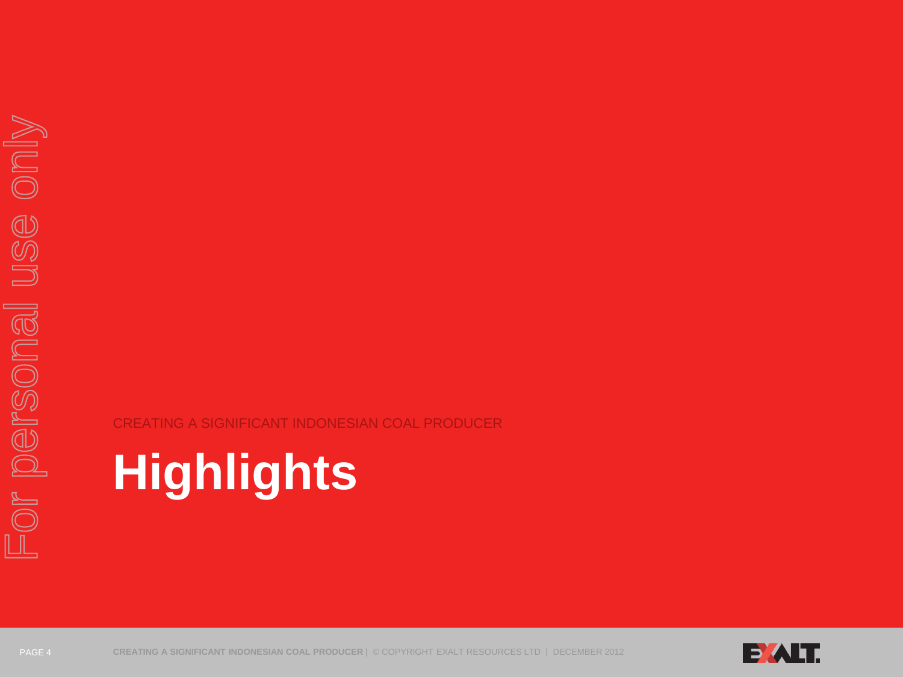CREATING A SIGNIFICANT INDONESIAN COAL PRODUCER

# Highlights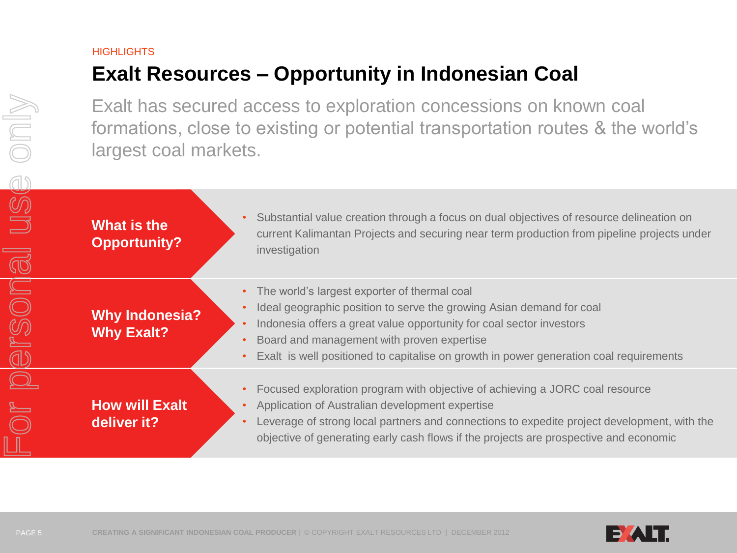HIGHLIGHTS

# Exalt Resources – Opportunity in Indonesian Coal

Exalt has secured access to exploration concessions on known coal formations, close to existing or potential transportation routes & the world's largest coal markets.

## What is the Opportunity?

- Substantial value creation through a focus on dual objectives of resource delineation on current Kalimantan Projects and securing near term production from pipeline projects under investigation

## Why Indonesia? Why Exalt?

- The world's largest exporter of thermal coal
- Ideal geographic position to serve the growing Asian demand for coal
- Indonesia offers a great value opportunity for coal sector investors
- Board and management with proven expertise
- Exalt is well positioned to capitalise on growth in power generation coal requirements

## How will Exalt deliver it?

- Focused exploration program with objective of achieving a JORC coal resource
- Application of Australian development expertise
- Leverage of strong local partners and connections to expedite project development, with the objective of generating early cash flows if the projects are prospective and economic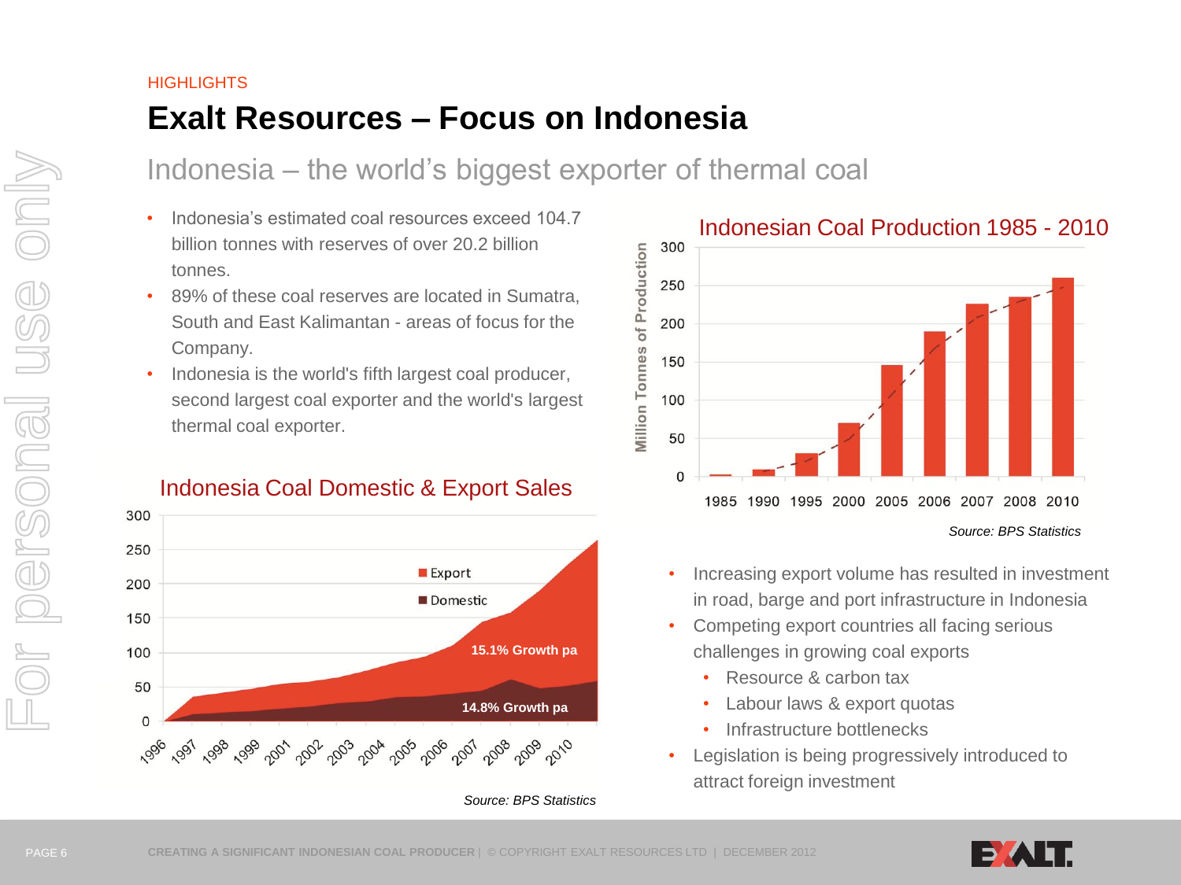HIGHLIGHTS

# Exalt Resources – Focus on Indonesia

## Indonesia – the world's biggest exporter of thermal coal

- Indonesia's estimated coal resources exceed 104.7 billion tonnes with reserves of over 20.2 billion tonnes.
- 89% of these coal reserves are located in Sumatra, South and East Kalimantan - areas of focus for the Company.
- Indonesia is the world's fifth largest coal producer, second largest coal exporter and the world's largest thermal coal exporter.

### Indonesia Coal Domestic & Export Sales

Export: 15.1% Growth pa

Domestic: 14.8% Growth pa

*Source: BPS Statistics*

### Indonesian Coal Production 1985 - 2010

*Source: BPS Statistics*

- Increasing export volume has resulted in investment in road, barge and port infrastructure in Indonesia
- Competing export countries all facing serious challenges in growing coal exports
  - Resource & carbon tax
  - Labour laws & export quotas
  - Infrastructure bottlenecks
- Legislation is being progressively introduced to attract foreign investment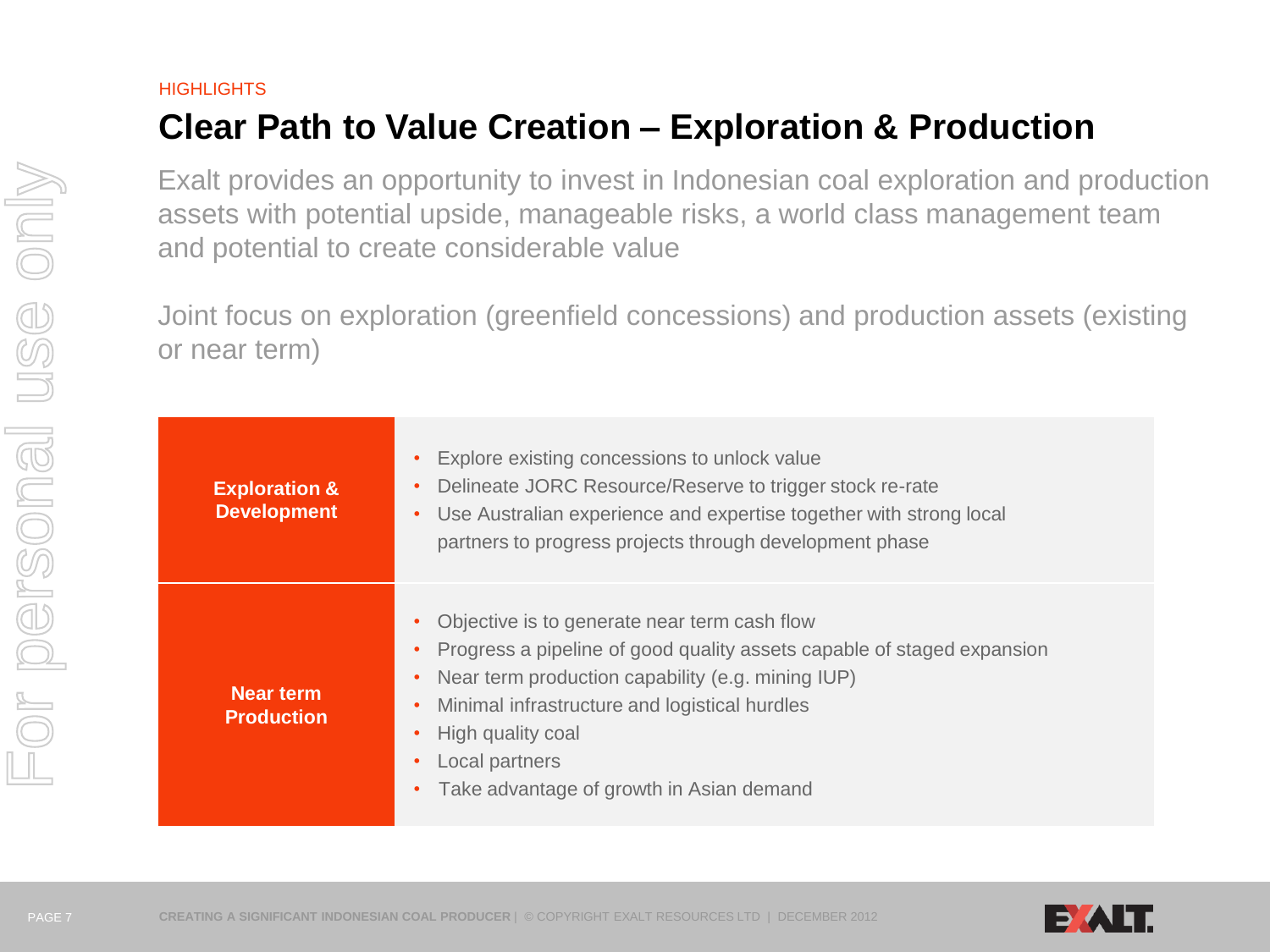HIGHLIGHTS

# Clear Path to Value Creation – Exploration & Production

Exalt provides an opportunity to invest in Indonesian coal exploration and production assets with potential upside, manageable risks, a world class management team and potential to create considerable value

Joint focus on exploration (greenfield concessions) and production assets (existing or near term)

| | |
|---|---|
| **Exploration & Development** | • Explore existing concessions to unlock value<br>• Delineate JORC Resource/Reserve to trigger stock re-rate<br>• Use Australian experience and expertise together with strong local partners to progress projects through development phase |
| **Near term Production** | • Objective is to generate near term cash flow<br>• Progress a pipeline of good quality assets capable of staged expansion<br>• Near term production capability (e.g. mining IUP)<br>• Minimal infrastructure and logistical hurdles<br>• High quality coal<br>• Local partners<br>• Take advantage of growth in Asian demand |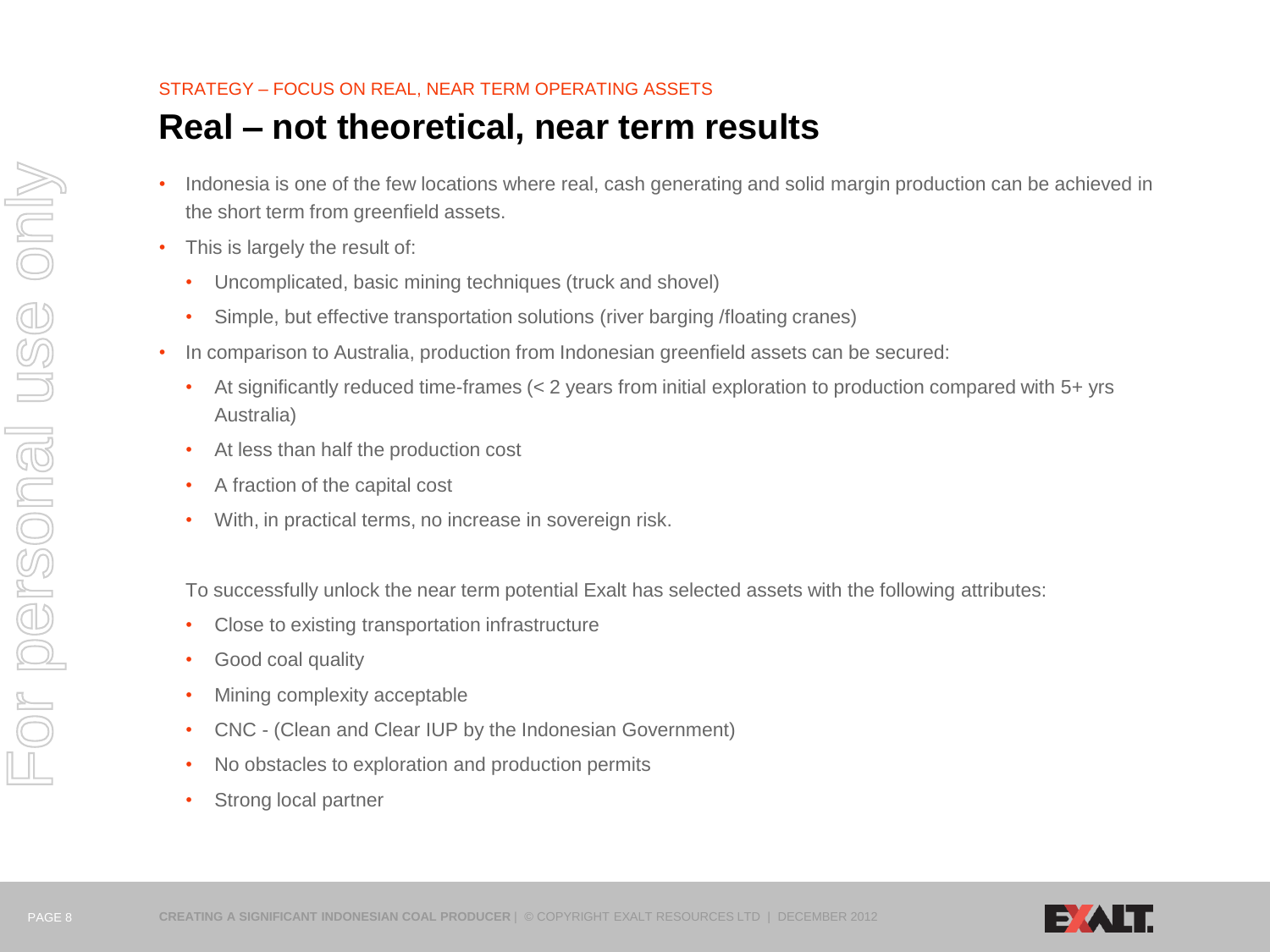STRATEGY – FOCUS ON REAL, NEAR TERM OPERATING ASSETS

# Real – not theoretical, near term results

- Indonesia is one of the few locations where real, cash generating and solid margin production can be achieved in the short term from greenfield assets.
- This is largely the result of:
  - Uncomplicated, basic mining techniques (truck and shovel)
  - Simple, but effective transportation solutions (river barging /floating cranes)
- In comparison to Australia, production from Indonesian greenfield assets can be secured:
  - At significantly reduced time-frames (< 2 years from initial exploration to production compared with 5+ yrs Australia)
  - At less than half the production cost
  - A fraction of the capital cost
  - With, in practical terms, no increase in sovereign risk.

To successfully unlock the near term potential Exalt has selected assets with the following attributes:

- Close to existing transportation infrastructure
- Good coal quality
- Mining complexity acceptable
- CNC - (Clean and Clear IUP by the Indonesian Government)
- No obstacles to exploration and production permits
- Strong local partner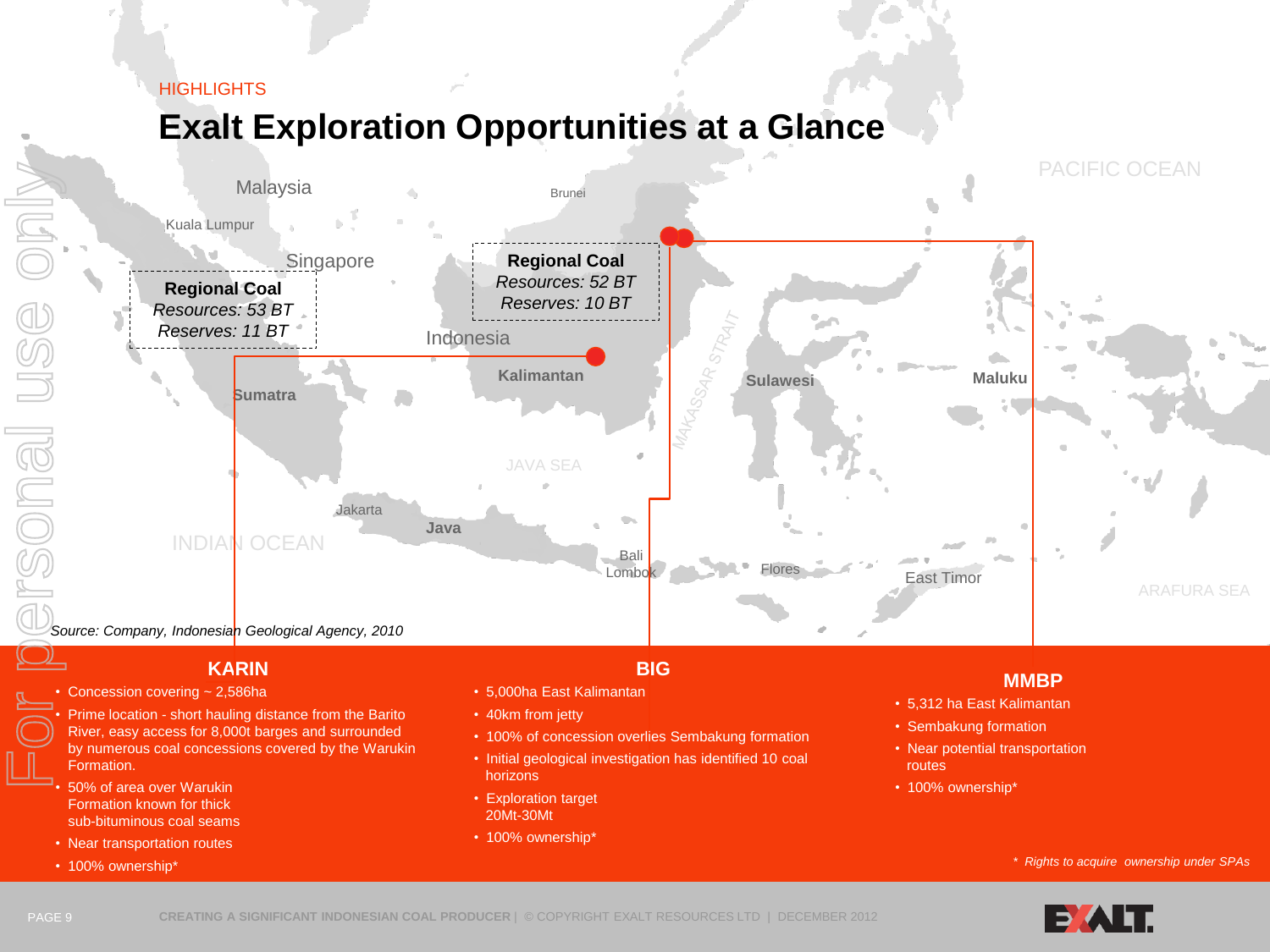HIGHLIGHTS

# Exalt Exploration Opportunities at a Glance

**Regional Coal**
*Resources: 53 BT*
*Reserves: 11 BT*

**Regional Coal**
*Resources: 52 BT*
*Reserves: 10 BT*

*Source: Company, Indonesian Geological Agency, 2010*

## KARIN

- Concession covering ~ 2,586ha
- Prime location - short hauling distance from the Barito River, easy access for 8,000t barges and surrounded by numerous coal concessions covered by the Warukin Formation.
- 50% of area over Warukin Formation known for thick sub-bituminous coal seams
- Near transportation routes
- 100% ownership*

## BIG

- 5,000ha East Kalimantan
- 40km from jetty
- 100% of concession overlies Sembakung formation
- Initial geological investigation has identified 10 coal horizons
- Exploration target 20Mt-30Mt
- 100% ownership*

## MMBP

- 5,312 ha East Kalimantan
- Sembakung formation
- Near potential transportation routes
- 100% ownership*

*\* Rights to acquire ownership under SPAs*

For personal use only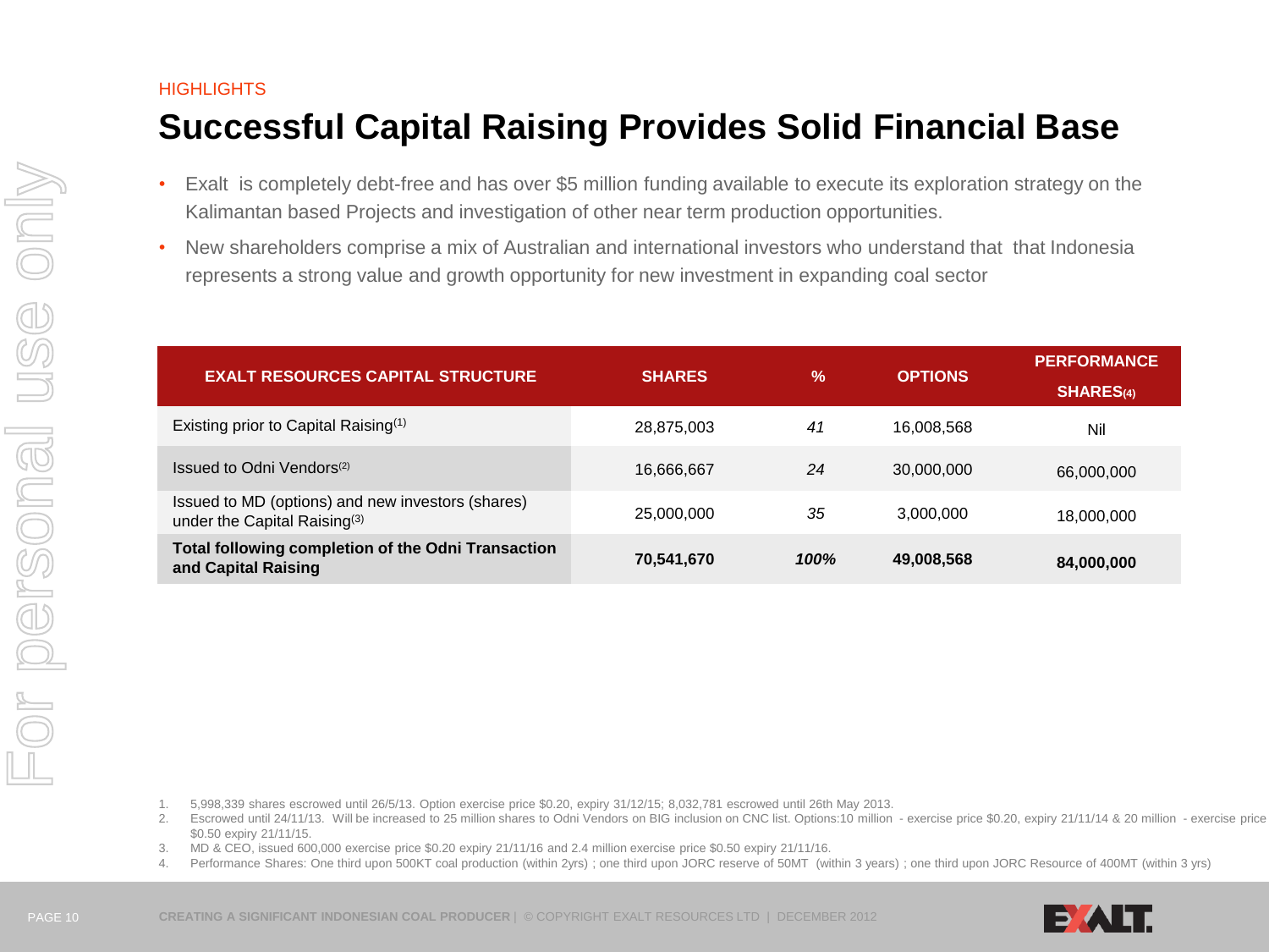HIGHLIGHTS

# Successful Capital Raising Provides Solid Financial Base

- Exalt is completely debt-free and has over $5 million funding available to execute its exploration strategy on the Kalimantan based Projects and investigation of other near term production opportunities.
- New shareholders comprise a mix of Australian and international investors who understand that that Indonesia represents a strong value and growth opportunity for new investment in expanding coal sector

| EXALT RESOURCES CAPITAL STRUCTURE | SHARES | % | OPTIONS | PERFORMANCE SHARES[4] |
|---|---|---|---|---|
| Existing prior to Capital Raising[1] | 28,875,003 | *41* | 16,008,568 | Nil |
| Issued to Odni Vendors[2] | 16,666,667 | *24* | 30,000,000 | 66,000,000 |
| Issued to MD (options) and new investors (shares) under the Capital Raising[3] | 25,000,000 | *35* | 3,000,000 | 18,000,000 |
| **Total following completion of the Odni Transaction and Capital Raising** | **70,541,670** | ***100%*** | **49,008,568** | **84,000,000** |

1. 5,998,339 shares escrowed until 26/5/13. Option exercise price $0.20, expiry 31/12/15; 8,032,781 escrowed until 26th May 2013.
2. Escrowed until 24/11/13. Will be increased to 25 million shares to Odni Vendors on BIG inclusion on CNC list. Options:10 million - exercise price $0.20, expiry 21/11/14 & 20 million - exercise price $0.50 expiry 21/11/15.
3. MD & CEO, issued 600,000 exercise price $0.20 expiry 21/11/16 and 2.4 million exercise price $0.50 expiry 21/11/16.
4. Performance Shares: One third upon 500KT coal production (within 2yrs) ; one third upon JORC reserve of 50MT (within 3 years) ; one third upon JORC Resource of 400MT (within 3 yrs)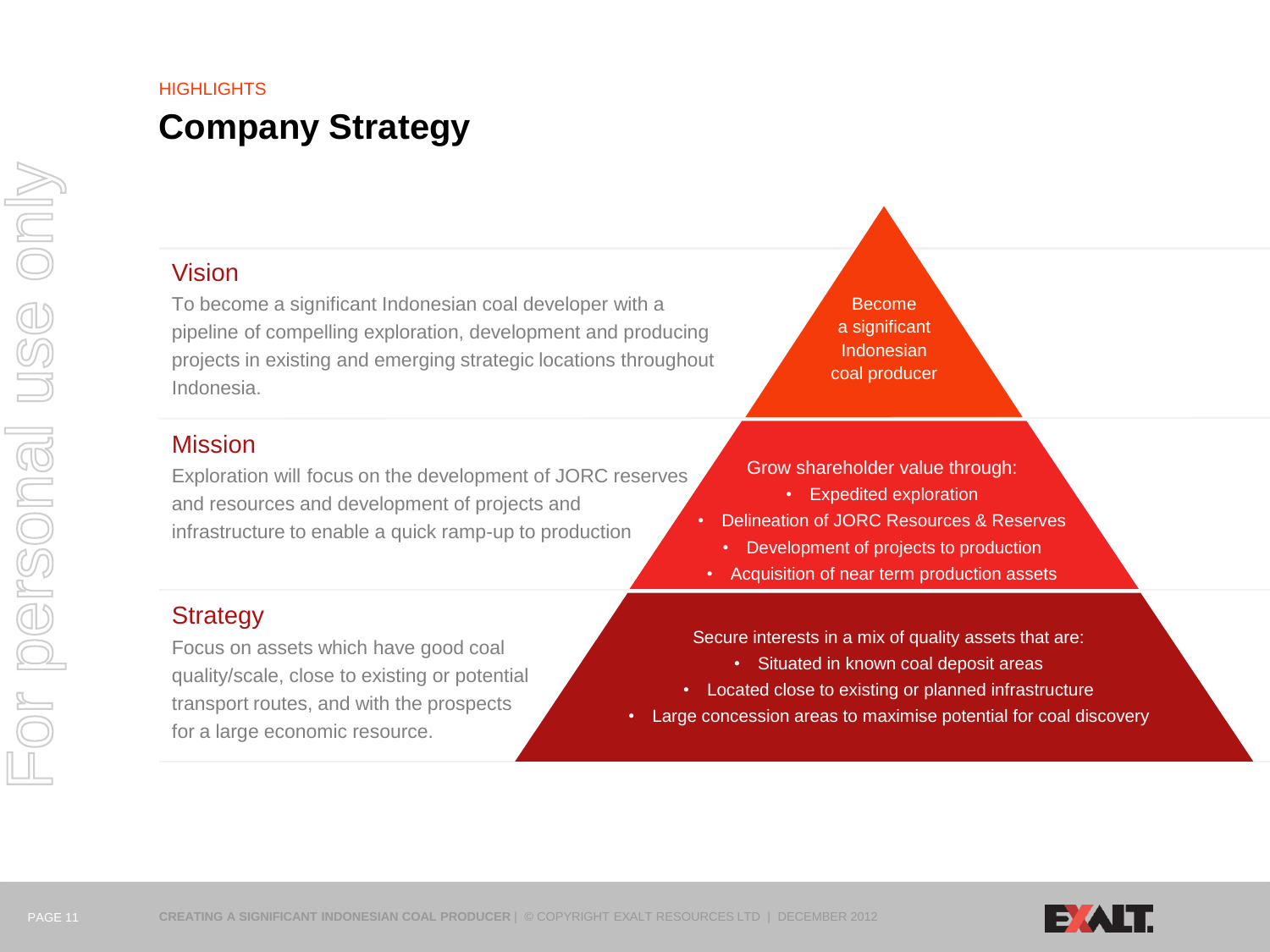HIGHLIGHTS

# Company Strategy

## Vision

To become a significant Indonesian coal developer with a pipeline of compelling exploration, development and producing projects in existing and emerging strategic locations throughout Indonesia.

Become a significant Indonesian coal producer

## Mission

Exploration will focus on the development of JORC reserves and resources and development of projects and infrastructure to enable a quick ramp-up to production

Grow shareholder value through:

- Expedited exploration
- Delineation of JORC Resources & Reserves
- Development of projects to production
- Acquisition of near term production assets

## Strategy

Focus on assets which have good coal quality/scale, close to existing or potential transport routes, and with the prospects for a large economic resource.

Secure interests in a mix of quality assets that are:

- Situated in known coal deposit areas
- Located close to existing or planned infrastructure
- Large concession areas to maximise potential for coal discovery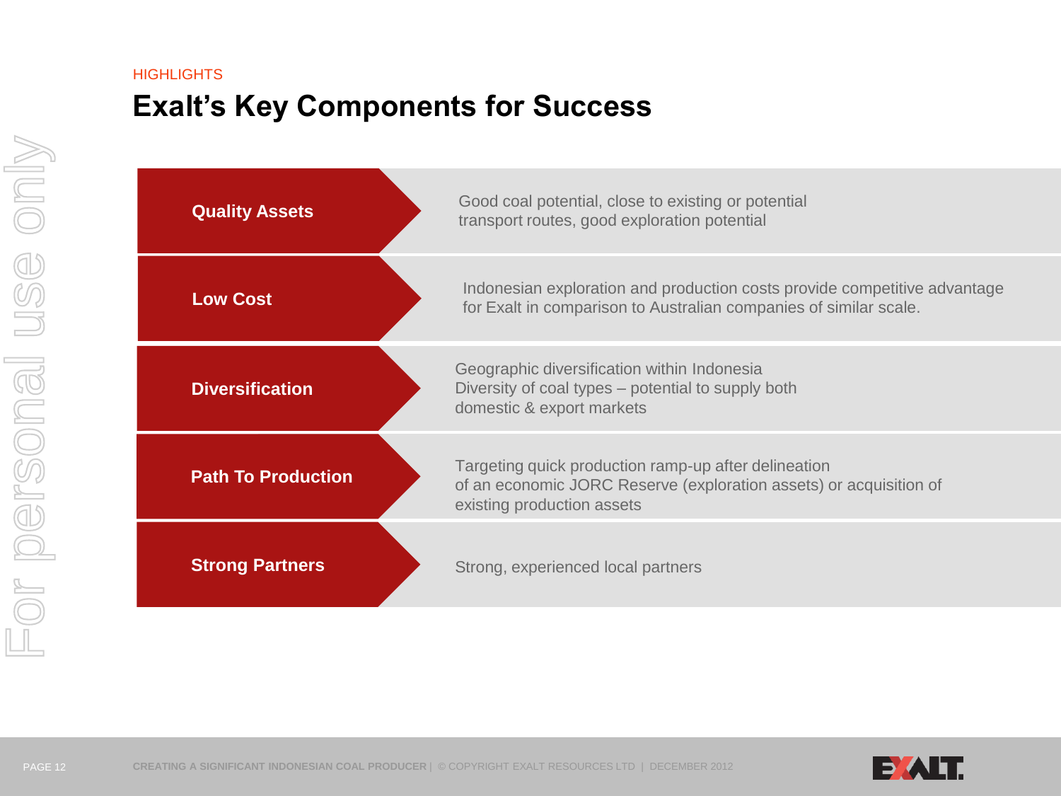HIGHLIGHTS

# Exalt's Key Components for Success

| | |
|---|---|
| **Quality Assets** | Good coal potential, close to existing or potential transport routes, good exploration potential |
| **Low Cost** | Indonesian exploration and production costs provide competitive advantage for Exalt in comparison to Australian companies of similar scale. |
| **Diversification** | Geographic diversification within Indonesia<br>Diversity of coal types – potential to supply both domestic & export markets |
| **Path To Production** | Targeting quick production ramp-up after delineation of an economic JORC Reserve (exploration assets) or acquisition of existing production assets |
| **Strong Partners** | Strong, experienced local partners |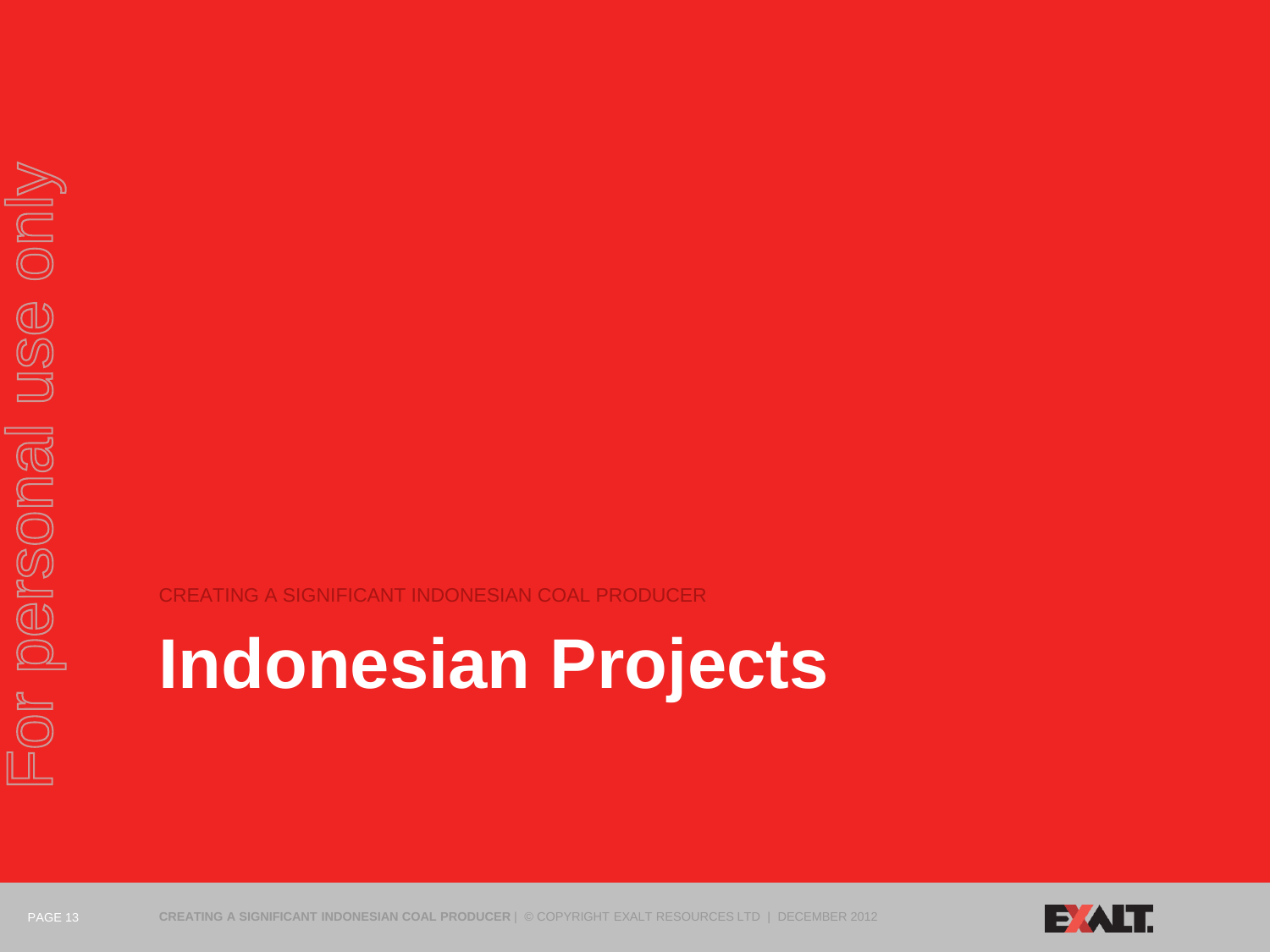CREATING A SIGNIFICANT INDONESIAN COAL PRODUCER

# Indonesian Projects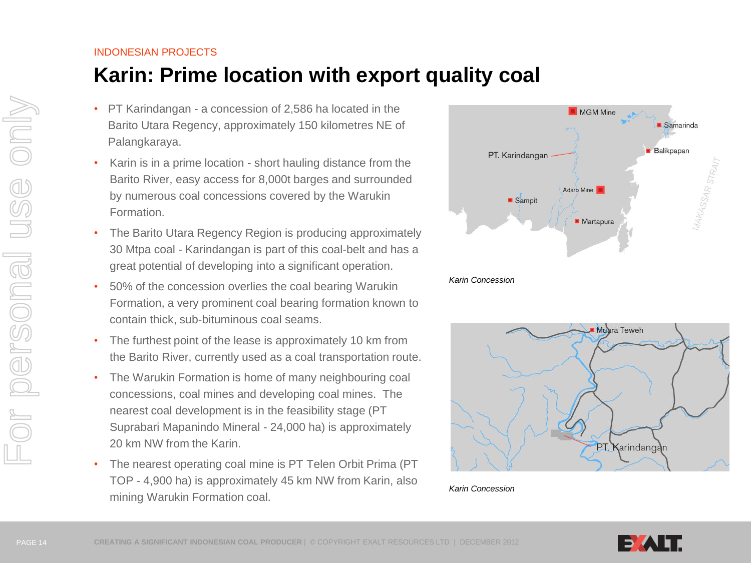INDONESIAN PROJECTS

# Karin: Prime location with export quality coal

- PT Karindangan - a concession of 2,586 ha located in the Barito Utara Regency, approximately 150 kilometres NE of Palangkaraya.
- Karin is in a prime location - short hauling distance from the Barito River, easy access for 8,000t barges and surrounded by numerous coal concessions covered by the Warukin Formation.
- The Barito Utara Regency Region is producing approximately 30 Mtpa coal - Karindangan is part of this coal-belt and has a great potential of developing into a significant operation.
- 50% of the concession overlies the coal bearing Warukin Formation, a very prominent coal bearing formation known to contain thick, sub-bituminous coal seams.
- The furthest point of the lease is approximately 10 km from the Barito River, currently used as a coal transportation route.
- The Warukin Formation is home of many neighbouring coal concessions, coal mines and developing coal mines. The nearest coal development is in the feasibility stage (PT Suprabari Mapanindo Mineral - 24,000 ha) is approximately 20 km NW from the Karin.
- The nearest operating coal mine is PT Telen Orbit Prima (PT TOP - 4,900 ha) is approximately 45 km NW from Karin, also mining Warukin Formation coal.

*Karin Concession*

*Karin Concession*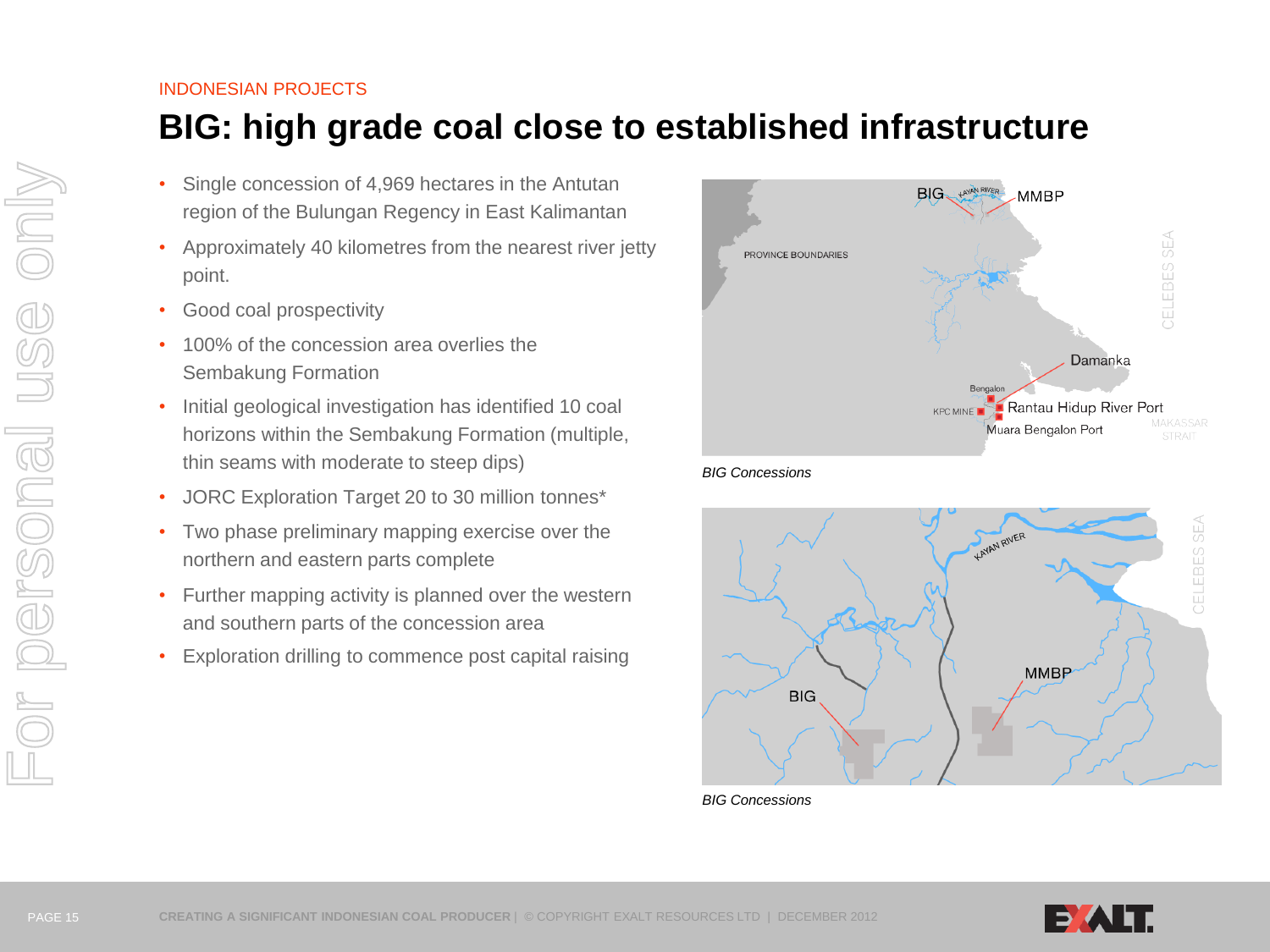INDONESIAN PROJECTS

# BIG: high grade coal close to established infrastructure

- Single concession of 4,969 hectares in the Antutan region of the Bulungan Regency in East Kalimantan
- Approximately 40 kilometres from the nearest river jetty point.
- Good coal prospectivity
- 100% of the concession area overlies the Sembakung Formation
- Initial geological investigation has identified 10 coal horizons within the Sembakung Formation (multiple, thin seams with moderate to steep dips)
- JORC Exploration Target 20 to 30 million tonnes*
- Two phase preliminary mapping exercise over the northern and eastern parts complete
- Further mapping activity is planned over the western and southern parts of the concession area
- Exploration drilling to commence post capital raising

*BIG Concessions*

*BIG Concessions*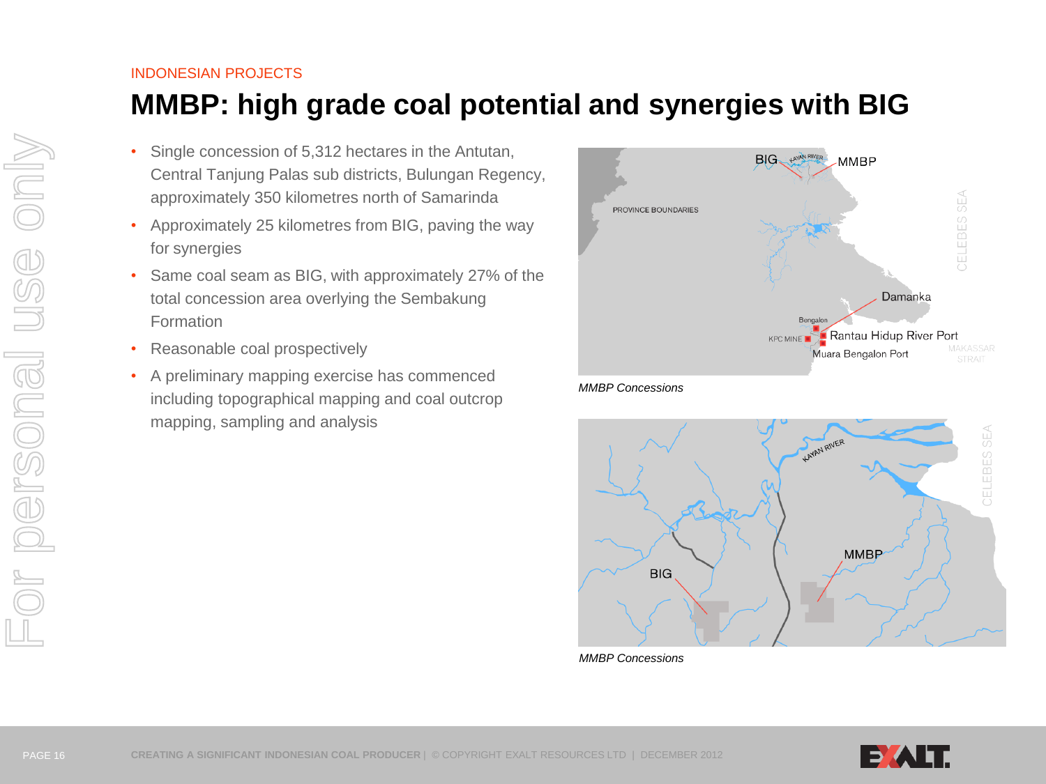INDONESIAN PROJECTS

# MMBP: high grade coal potential and synergies with BIG

- Single concession of 5,312 hectares in the Antutan, Central Tanjung Palas sub districts, Bulungan Regency, approximately 350 kilometres north of Samarinda
- Approximately 25 kilometres from BIG, paving the way for synergies
- Same coal seam as BIG, with approximately 27% of the total concession area overlying the Sembakung Formation
- Reasonable coal prospectively
- A preliminary mapping exercise has commenced including topographical mapping and coal outcrop mapping, sampling and analysis

*MMBP Concessions*

*MMBP Concessions*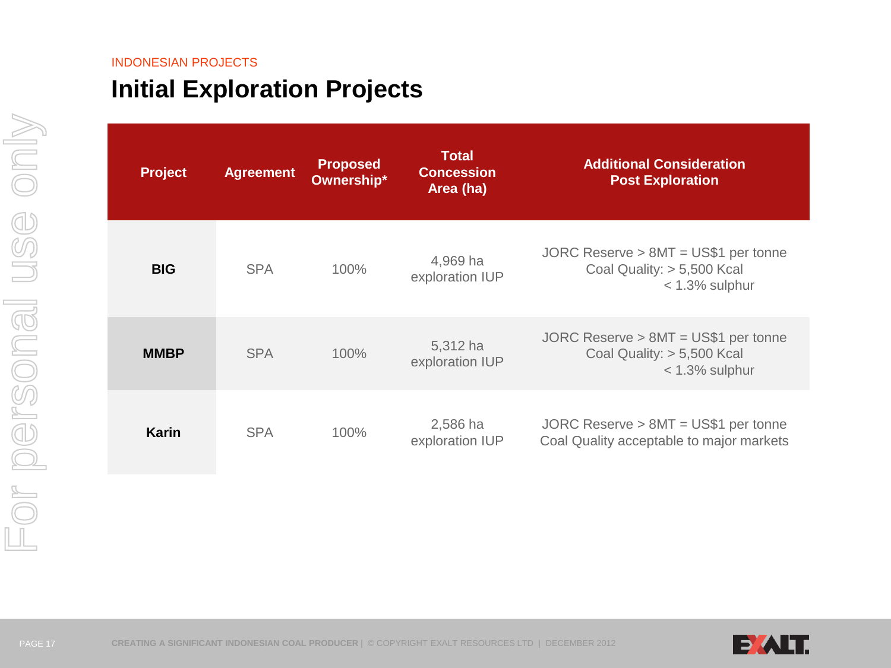INDONESIAN PROJECTS

# Initial Exploration Projects

| Project | Agreement | Proposed Ownership* | Total Concession Area (ha) | Additional Consideration Post Exploration |
|---|---|---|---|---|
| **BIG** | SPA | 100% | 4,969 ha exploration IUP | JORC Reserve > 8MT = US$1 per tonne<br>Coal Quality: > 5,500 Kcal<br>< 1.3% sulphur |
| **MMBP** | SPA | 100% | 5,312 ha exploration IUP | JORC Reserve > 8MT = US$1 per tonne<br>Coal Quality: > 5,500 Kcal<br>< 1.3% sulphur |
| **Karin** | SPA | 100% | 2,586 ha exploration IUP | JORC Reserve > 8MT = US$1 per tonne<br>Coal Quality acceptable to major markets |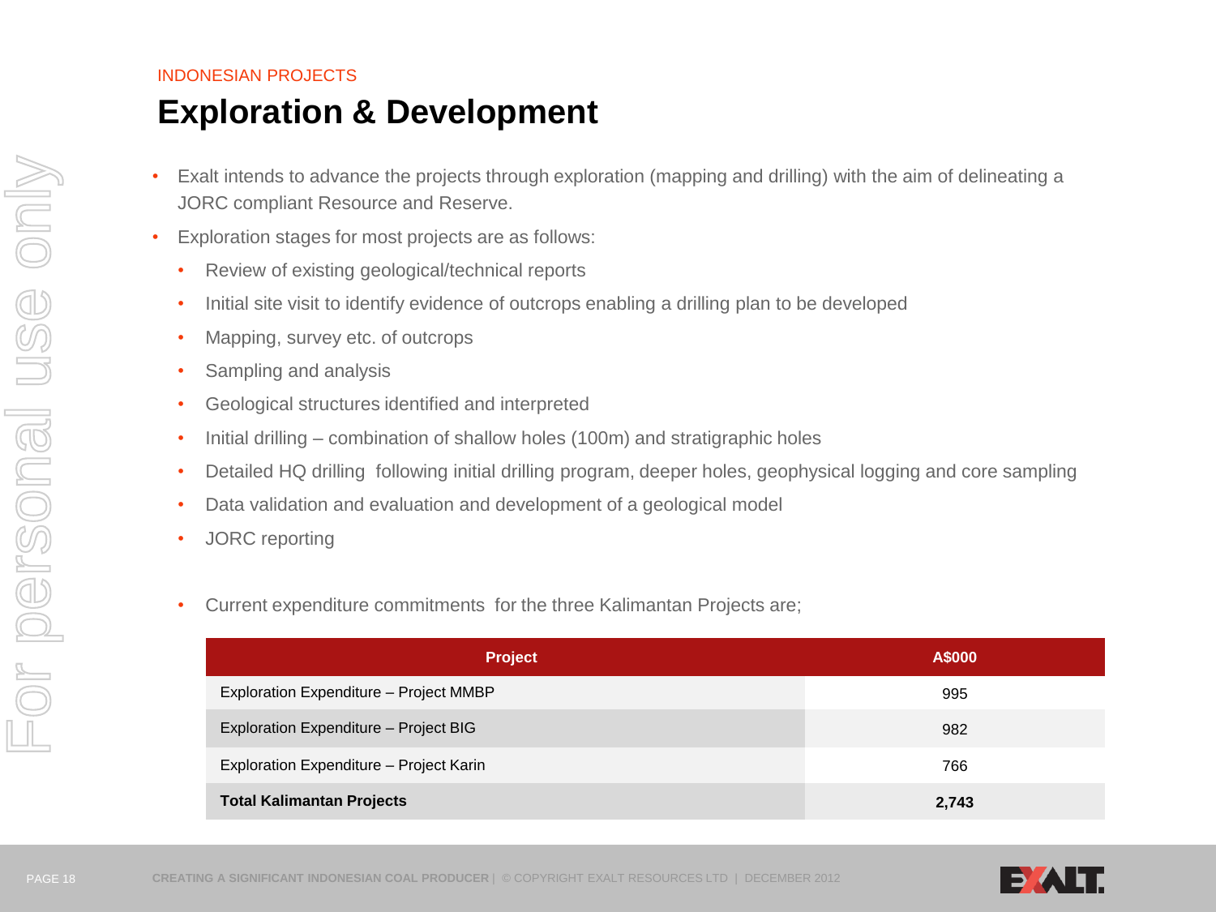INDONESIAN PROJECTS

# Exploration & Development

- Exalt intends to advance the projects through exploration (mapping and drilling) with the aim of delineating a JORC compliant Resource and Reserve.
- Exploration stages for most projects are as follows:
  - Review of existing geological/technical reports
  - Initial site visit to identify evidence of outcrops enabling a drilling plan to be developed
  - Mapping, survey etc. of outcrops
  - Sampling and analysis
  - Geological structures identified and interpreted
  - Initial drilling – combination of shallow holes (100m) and stratigraphic holes
  - Detailed HQ drilling following initial drilling program, deeper holes, geophysical logging and core sampling
  - Data validation and evaluation and development of a geological model
  - JORC reporting

  - Current expenditure commitments for the three Kalimantan Projects are;

| Project | A$000 |
|---|---|
| Exploration Expenditure – Project MMBP | 995 |
| Exploration Expenditure – Project BIG | 982 |
| Exploration Expenditure – Project Karin | 766 |
| **Total Kalimantan Projects** | **2,743** |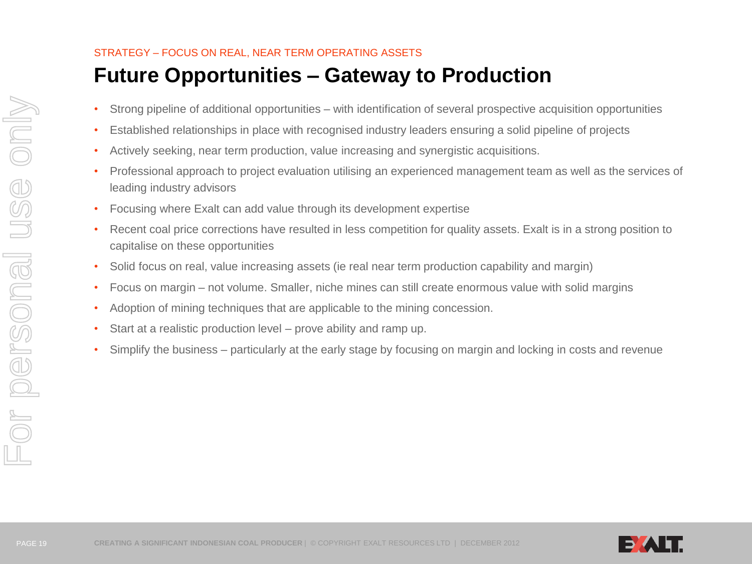STRATEGY – FOCUS ON REAL, NEAR TERM OPERATING ASSETS

# Future Opportunities – Gateway to Production

- Strong pipeline of additional opportunities – with identification of several prospective acquisition opportunities
- Established relationships in place with recognised industry leaders ensuring a solid pipeline of projects
- Actively seeking, near term production, value increasing and synergistic acquisitions.
- Professional approach to project evaluation utilising an experienced management team as well as the services of leading industry advisors
- Focusing where Exalt can add value through its development expertise
- Recent coal price corrections have resulted in less competition for quality assets. Exalt is in a strong position to capitalise on these opportunities
- Solid focus on real, value increasing assets (ie real near term production capability and margin)
- Focus on margin – not volume. Smaller, niche mines can still create enormous value with solid margins
- Adoption of mining techniques that are applicable to the mining concession.
- Start at a realistic production level – prove ability and ramp up.
- Simplify the business – particularly at the early stage by focusing on margin and locking in costs and revenue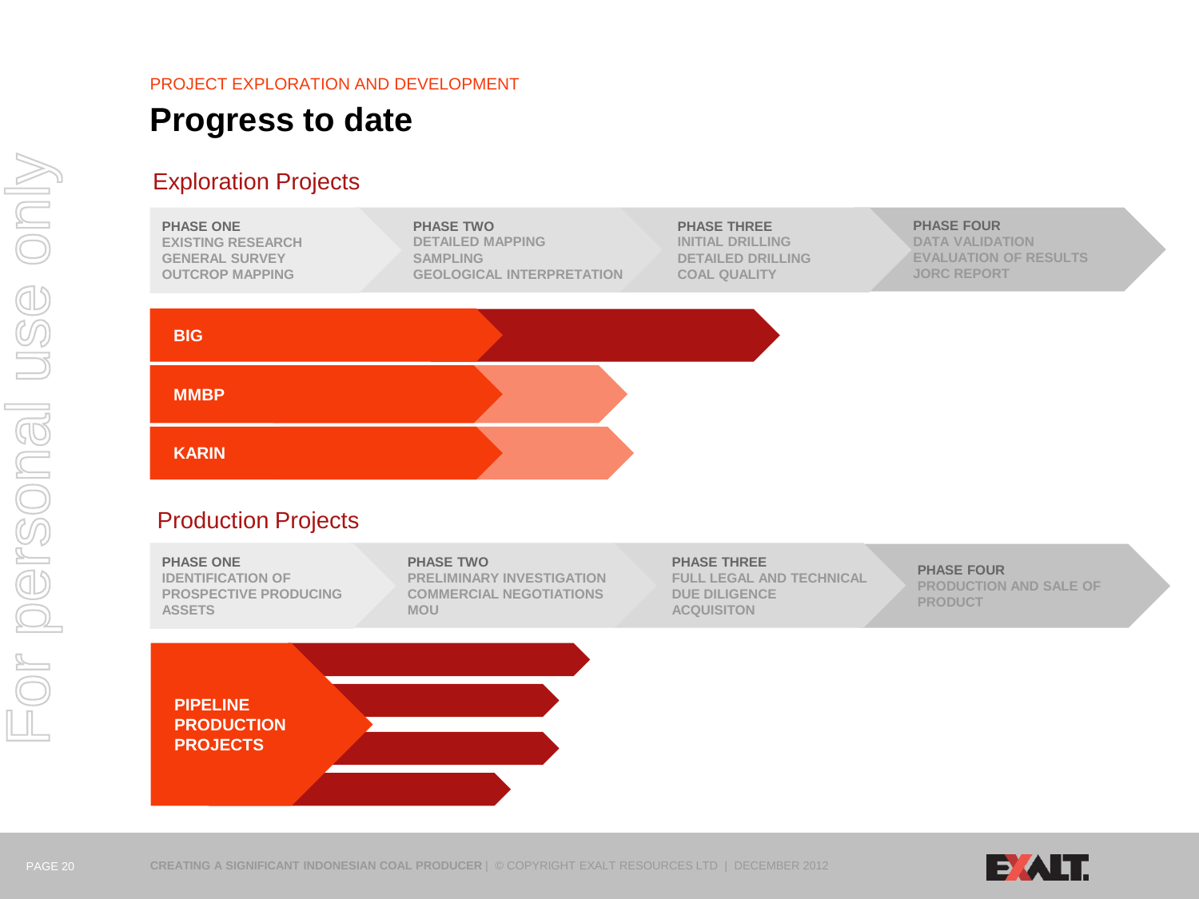PROJECT EXPLORATION AND DEVELOPMENT

# Progress to date

## Exploration Projects

| PHASE ONE | PHASE TWO | PHASE THREE | PHASE FOUR |
|---|---|---|---|
| EXISTING RESEARCH<br>GENERAL SURVEY<br>OUTCROP MAPPING | DETAILED MAPPING<br>SAMPLING<br>GEOLOGICAL INTERPRETATION | INITIAL DRILLING<br>DETAILED DRILLING<br>COAL QUALITY | DATA VALIDATION<br>EVALUATION OF RESULTS<br>JORC REPORT |

- BIG
- MMBP
- KARIN

## Production Projects

| PHASE ONE | PHASE TWO | PHASE THREE | PHASE FOUR |
|---|---|---|---|
| IDENTIFICATION OF PROSPECTIVE PRODUCING ASSETS | PRELIMINARY INVESTIGATION<br>COMMERCIAL NEGOTIATIONS<br>MOU | FULL LEGAL AND TECHNICAL DUE DILIGENCE<br>ACQUISITON | PRODUCTION AND SALE OF PRODUCT |

PIPELINE PRODUCTION PROJECTS

For personal use only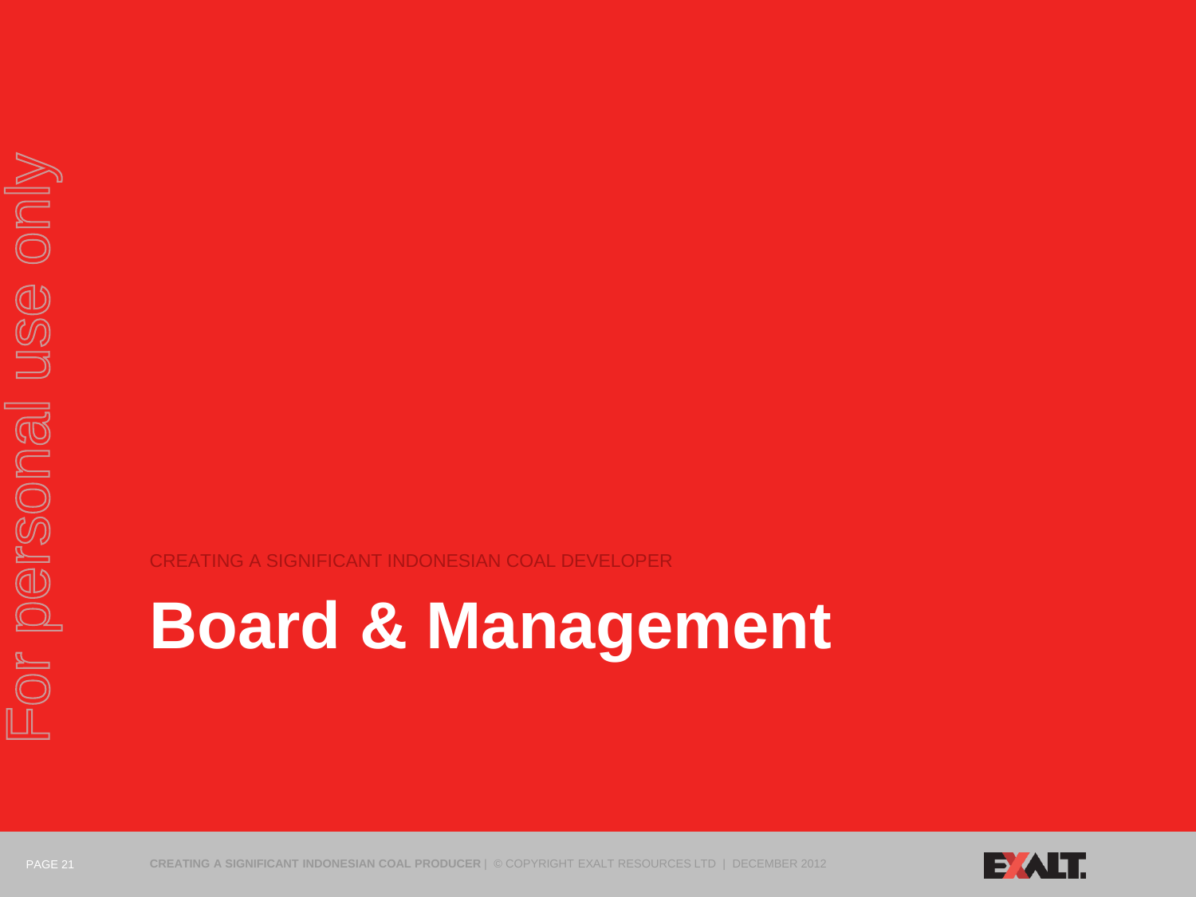CREATING A SIGNIFICANT INDONESIAN COAL DEVELOPER

# Board & Management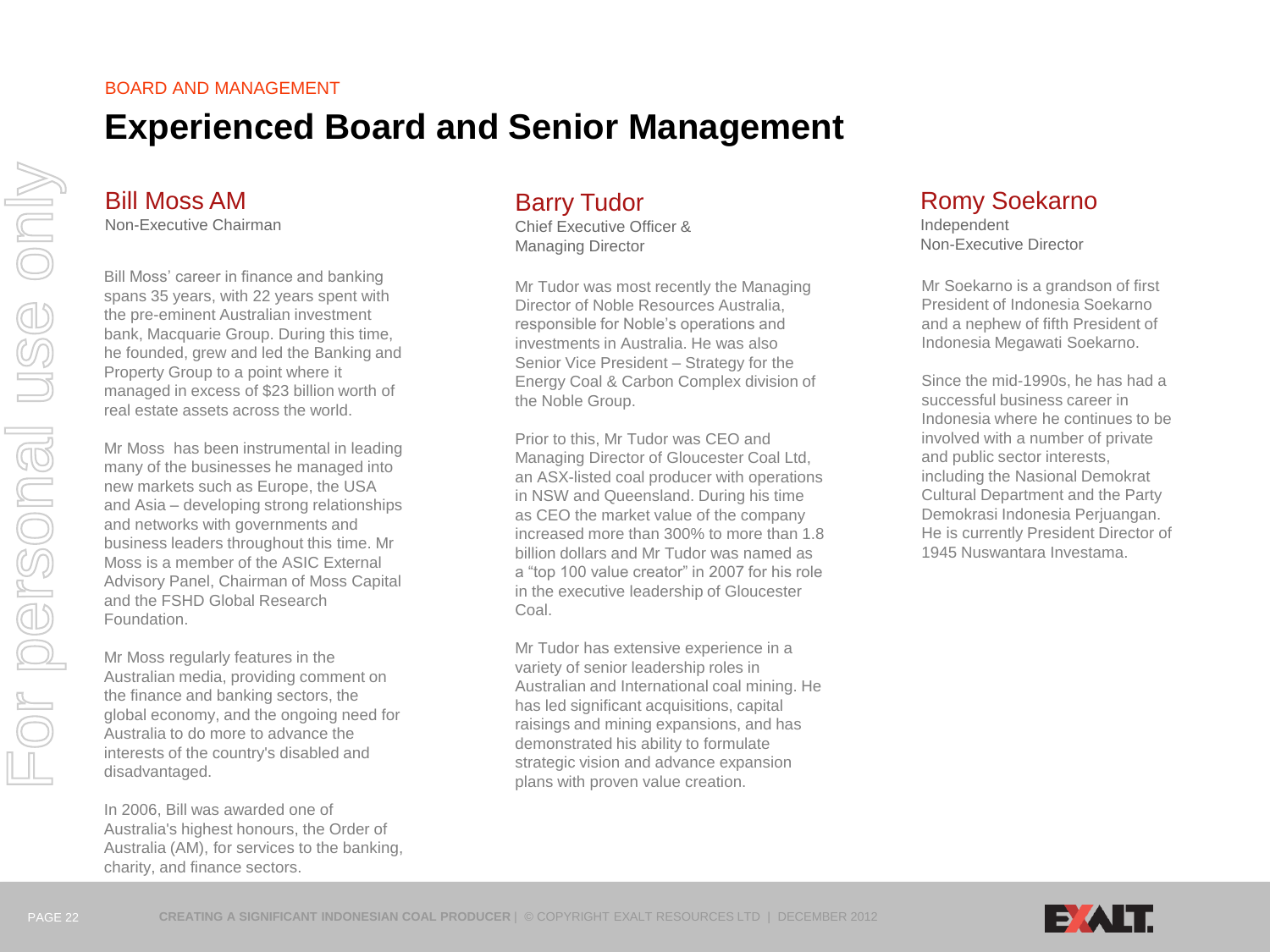BOARD AND MANAGEMENT

# Experienced Board and Senior Management

## Bill Moss AM

Non-Executive Chairman

Bill Moss' career in finance and banking spans 35 years, with 22 years spent with the pre-eminent Australian investment bank, Macquarie Group. During this time, he founded, grew and led the Banking and Property Group to a point where it managed in excess of $23 billion worth of real estate assets across the world.

Mr Moss has been instrumental in leading many of the businesses he managed into new markets such as Europe, the USA and Asia – developing strong relationships and networks with governments and business leaders throughout this time. Mr Moss is a member of the ASIC External Advisory Panel, Chairman of Moss Capital and the FSHD Global Research Foundation.

Mr Moss regularly features in the Australian media, providing comment on the finance and banking sectors, the global economy, and the ongoing need for Australia to do more to advance the interests of the country's disabled and disadvantaged.

In 2006, Bill was awarded one of Australia's highest honours, the Order of Australia (AM), for services to the banking, charity, and finance sectors.

## Barry Tudor

Chief Executive Officer & Managing Director

Mr Tudor was most recently the Managing Director of Noble Resources Australia, responsible for Noble's operations and investments in Australia. He was also Senior Vice President – Strategy for the Energy Coal & Carbon Complex division of the Noble Group.

Prior to this, Mr Tudor was CEO and Managing Director of Gloucester Coal Ltd, an ASX-listed coal producer with operations in NSW and Queensland. During his time as CEO the market value of the company increased more than 300% to more than 1.8 billion dollars and Mr Tudor was named as a "top 100 value creator" in 2007 for his role in the executive leadership of Gloucester Coal.

Mr Tudor has extensive experience in a variety of senior leadership roles in Australian and International coal mining. He has led significant acquisitions, capital raisings and mining expansions, and has demonstrated his ability to formulate strategic vision and advance expansion plans with proven value creation.

## Romy Soekarno

Independent Non-Executive Director

Mr Soekarno is a grandson of first President of Indonesia Soekarno and a nephew of fifth President of Indonesia Megawati Soekarno.

Since the mid-1990s, he has had a successful business career in Indonesia where he continues to be involved with a number of private and public sector interests, including the Nasional Demokrat Cultural Department and the Party Demokrasi Indonesia Perjuangan. He is currently President Director of 1945 Nuswantara Investama.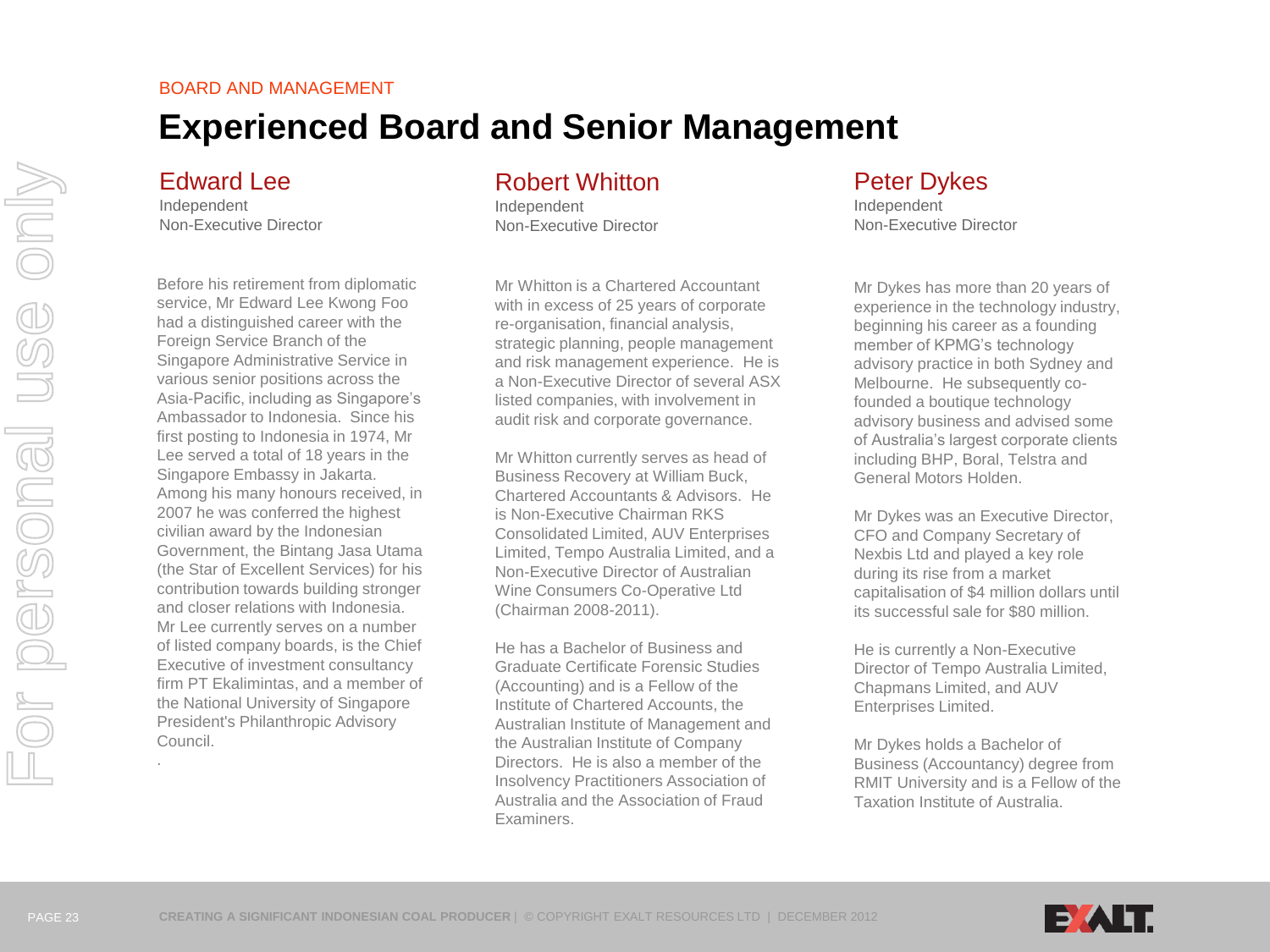BOARD AND MANAGEMENT

# Experienced Board and Senior Management

## Edward Lee

Independent
Non-Executive Director

Before his retirement from diplomatic service, Mr Edward Lee Kwong Foo had a distinguished career with the Foreign Service Branch of the Singapore Administrative Service in various senior positions across the Asia-Pacific, including as Singapore's Ambassador to Indonesia. Since his first posting to Indonesia in 1974, Mr Lee served a total of 18 years in the Singapore Embassy in Jakarta. Among his many honours received, in 2007 he was conferred the highest civilian award by the Indonesian Government, the Bintang Jasa Utama (the Star of Excellent Services) for his contribution towards building stronger and closer relations with Indonesia. Mr Lee currently serves on a number of listed company boards, is the Chief Executive of investment consultancy firm PT Ekalimintas, and a member of the National University of Singapore President's Philanthropic Advisory Council.

## Robert Whitton

Independent
Non-Executive Director

Mr Whitton is a Chartered Accountant with in excess of 25 years of corporate re-organisation, financial analysis, strategic planning, people management and risk management experience. He is a Non-Executive Director of several ASX listed companies, with involvement in audit risk and corporate governance.

Mr Whitton currently serves as head of Business Recovery at William Buck, Chartered Accountants & Advisors. He is Non-Executive Chairman RKS Consolidated Limited, AUV Enterprises Limited, Tempo Australia Limited, and a Non-Executive Director of Australian Wine Consumers Co-Operative Ltd (Chairman 2008-2011).

He has a Bachelor of Business and Graduate Certificate Forensic Studies (Accounting) and is a Fellow of the Institute of Chartered Accounts, the Australian Institute of Management and the Australian Institute of Company Directors. He is also a member of the Insolvency Practitioners Association of Australia and the Association of Fraud Examiners.

## Peter Dykes

Independent
Non-Executive Director

Mr Dykes has more than 20 years of experience in the technology industry, beginning his career as a founding member of KPMG's technology advisory practice in both Sydney and Melbourne. He subsequently co-founded a boutique technology advisory business and advised some of Australia's largest corporate clients including BHP, Boral, Telstra and General Motors Holden.

Mr Dykes was an Executive Director, CFO and Company Secretary of Nexbis Ltd and played a key role during its rise from a market capitalisation of $4 million dollars until its successful sale for $80 million.

He is currently a Non-Executive Director of Tempo Australia Limited, Chapmans Limited, and AUV Enterprises Limited.

Mr Dykes holds a Bachelor of Business (Accountancy) degree from RMIT University and is a Fellow of the Taxation Institute of Australia.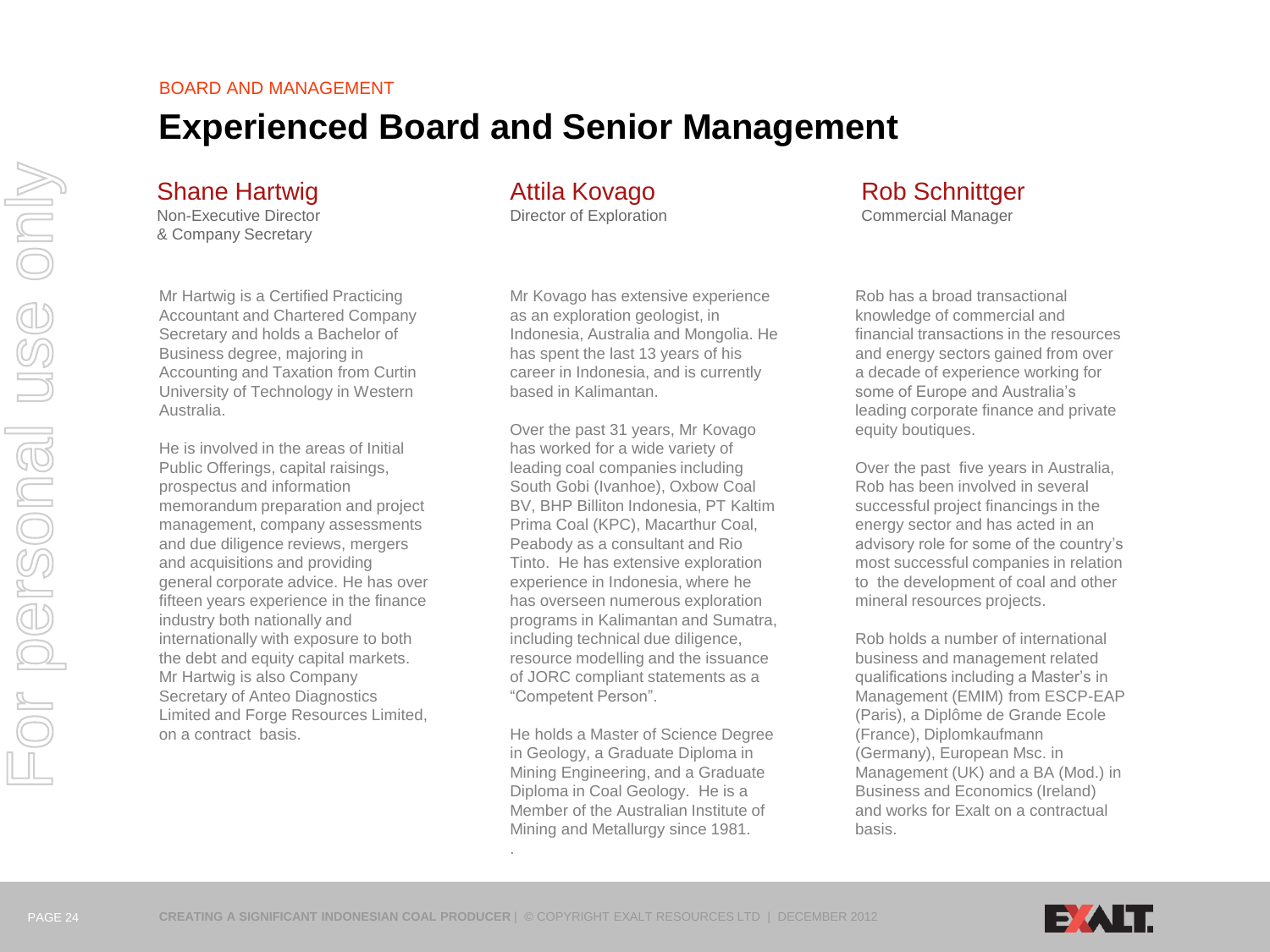BOARD AND MANAGEMENT

# Experienced Board and Senior Management

## Shane Hartwig

Non-Executive Director
& Company Secretary

Mr Hartwig is a Certified Practicing Accountant and Chartered Company Secretary and holds a Bachelor of Business degree, majoring in Accounting and Taxation from Curtin University of Technology in Western Australia.

He is involved in the areas of Initial Public Offerings, capital raisings, prospectus and information memorandum preparation and project management, company assessments and due diligence reviews, mergers and acquisitions and providing general corporate advice. He has over fifteen years experience in the finance industry both nationally and internationally with exposure to both the debt and equity capital markets. Mr Hartwig is also Company Secretary of Anteo Diagnostics Limited and Forge Resources Limited, on a contract basis.

## Attila Kovago

Director of Exploration

Mr Kovago has extensive experience as an exploration geologist, in Indonesia, Australia and Mongolia. He has spent the last 13 years of his career in Indonesia, and is currently based in Kalimantan.

Over the past 31 years, Mr Kovago has worked for a wide variety of leading coal companies including South Gobi (Ivanhoe), Oxbow Coal BV, BHP Billiton Indonesia, PT Kaltim Prima Coal (KPC), Macarthur Coal, Peabody as a consultant and Rio Tinto. He has extensive exploration experience in Indonesia, where he has overseen numerous exploration programs in Kalimantan and Sumatra, including technical due diligence, resource modelling and the issuance of JORC compliant statements as a "Competent Person".

He holds a Master of Science Degree in Geology, a Graduate Diploma in Mining Engineering, and a Graduate Diploma in Coal Geology. He is a Member of the Australian Institute of Mining and Metallurgy since 1981.

## Rob Schnittger

Commercial Manager

Rob has a broad transactional knowledge of commercial and financial transactions in the resources and energy sectors gained from over a decade of experience working for some of Europe and Australia's leading corporate finance and private equity boutiques.

Over the past five years in Australia, Rob has been involved in several successful project financings in the energy sector and has acted in an advisory role for some of the country's most successful companies in relation to the development of coal and other mineral resources projects.

Rob holds a number of international business and management related qualifications including a Master's in Management (EMIM) from ESCP-EAP (Paris), a Diplôme de Grande Ecole (France), Diplomkaufmann (Germany), European Msc. in Management (UK) and a BA (Mod.) in Business and Economics (Ireland) and works for Exalt on a contractual basis.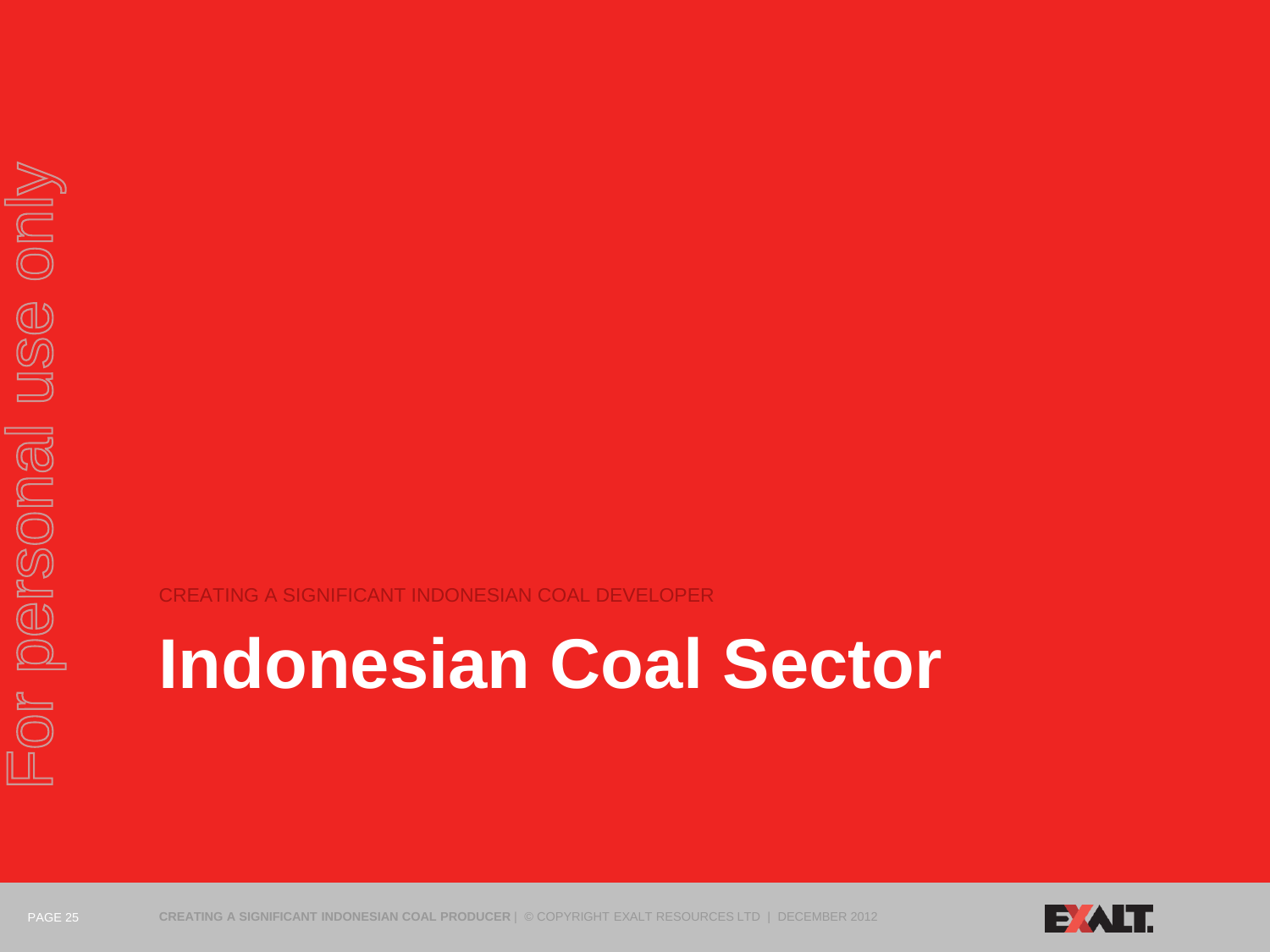CREATING A SIGNIFICANT INDONESIAN COAL DEVELOPER

# Indonesian Coal Sector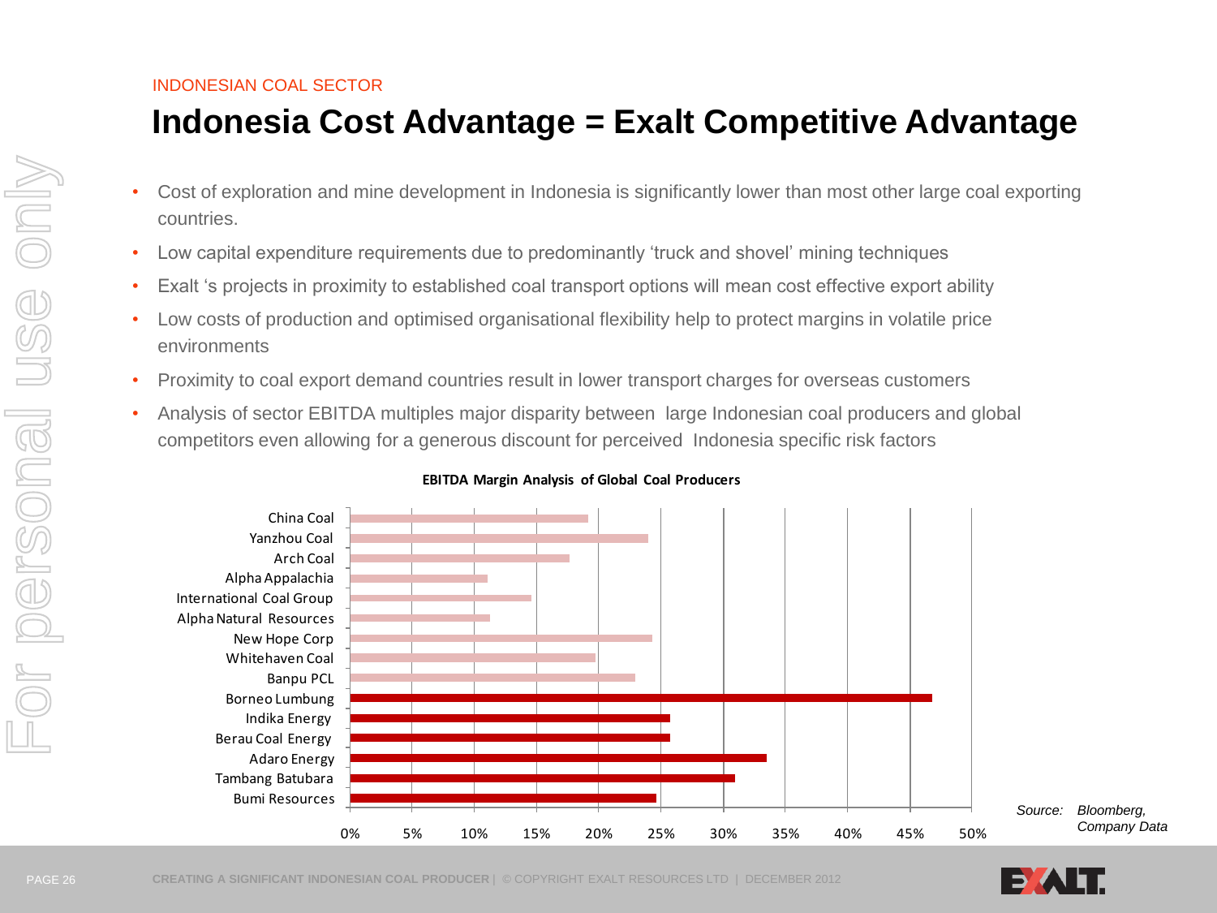INDONESIAN COAL SECTOR

# Indonesia Cost Advantage = Exalt Competitive Advantage

- Cost of exploration and mine development in Indonesia is significantly lower than most other large coal exporting countries.
- Low capital expenditure requirements due to predominantly 'truck and shovel' mining techniques
- Exalt 's projects in proximity to established coal transport options will mean cost effective export ability
- Low costs of production and optimised organisational flexibility help to protect margins in volatile price environments
- Proximity to coal export demand countries result in lower transport charges for overseas customers
- Analysis of sector EBITDA multiples major disparity between large Indonesian coal producers and global competitors even allowing for a generous discount for perceived Indonesia specific risk factors

**EBITDA Margin Analysis of Global Coal Producers**

| Company | EBITDA Margin (approx.) |
|---|---|
| China Coal | 19% |
| Yanzhou Coal | 24% |
| Arch Coal | 18% |
| Alpha Appalachia | 11% |
| International Coal Group | 15% |
| Alpha Natural Resources | 11% |
| New Hope Corp | 24% |
| Whitehaven Coal | 20% |
| Banpu PCL | 23% |
| Borneo Lumbung | 47% |
| Indika Energy | 26% |
| Berau Coal Energy | 26% |
| Adaro Energy | 34% |
| Tambang Batubara | 31% |
| Bumi Resources | 25% |

*Source: Bloomberg, Company Data*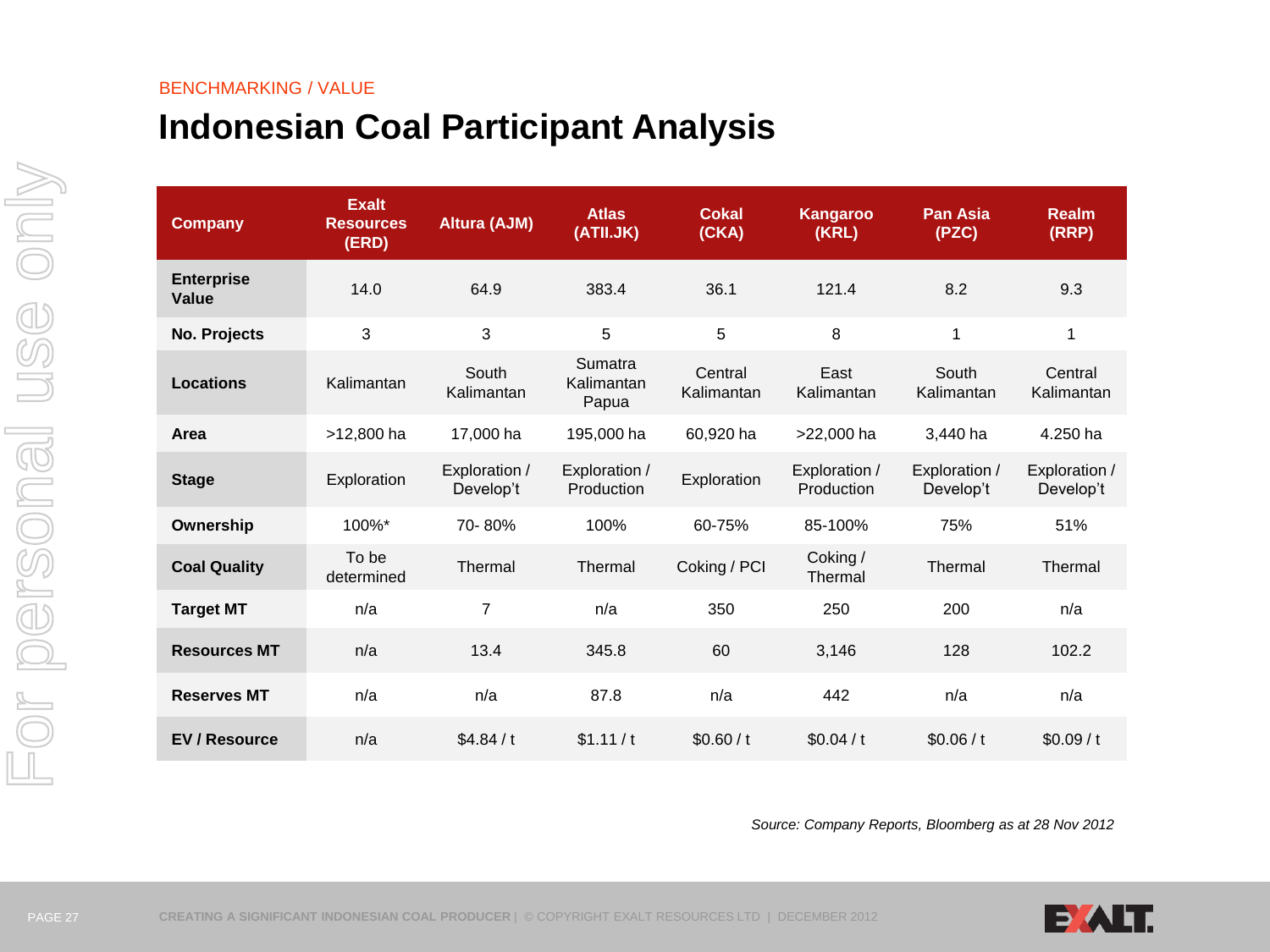BENCHMARKING / VALUE

# Indonesian Coal Participant Analysis

| Company | Exalt Resources (ERD) | Altura (AJM) | Atlas (ATII.JK) | Cokal (CKA) | Kangaroo (KRL) | Pan Asia (PZC) | Realm (RRP) |
|---|---|---|---|---|---|---|---|
| **Enterprise Value** | 14.0 | 64.9 | 383.4 | 36.1 | 121.4 | 8.2 | 9.3 |
| **No. Projects** | 3 | 3 | 5 | 5 | 8 | 1 | 1 |
| **Locations** | Kalimantan | South Kalimantan | Sumatra Kalimantan Papua | Central Kalimantan | East Kalimantan | South Kalimantan | Central Kalimantan |
| **Area** | >12,800 ha | 17,000 ha | 195,000 ha | 60,920 ha | >22,000 ha | 3,440 ha | 4.250 ha |
| **Stage** | Exploration | Exploration / Develop't | Exploration / Production | Exploration | Exploration / Production | Exploration / Develop't | Exploration / Develop't |
| **Ownership** | 100%* | 70- 80% | 100% | 60-75% | 85-100% | 75% | 51% |
| **Coal Quality** | To be determined | Thermal | Thermal | Coking / PCI | Coking / Thermal | Thermal | Thermal |
| **Target MT** | n/a | 7 | n/a | 350 | 250 | 200 | n/a |
| **Resources MT** | n/a | 13.4 | 345.8 | 60 | 3,146 | 128 | 102.2 |
| **Reserves MT** | n/a | n/a | 87.8 | n/a | 442 | n/a | n/a |
| **EV / Resource** | n/a | $4.84 / t | $1.11 / t | $0.60 / t | $0.04 / t | $0.06 / t | $0.09 / t |

*Source: Company Reports, Bloomberg as at 28 Nov 2012*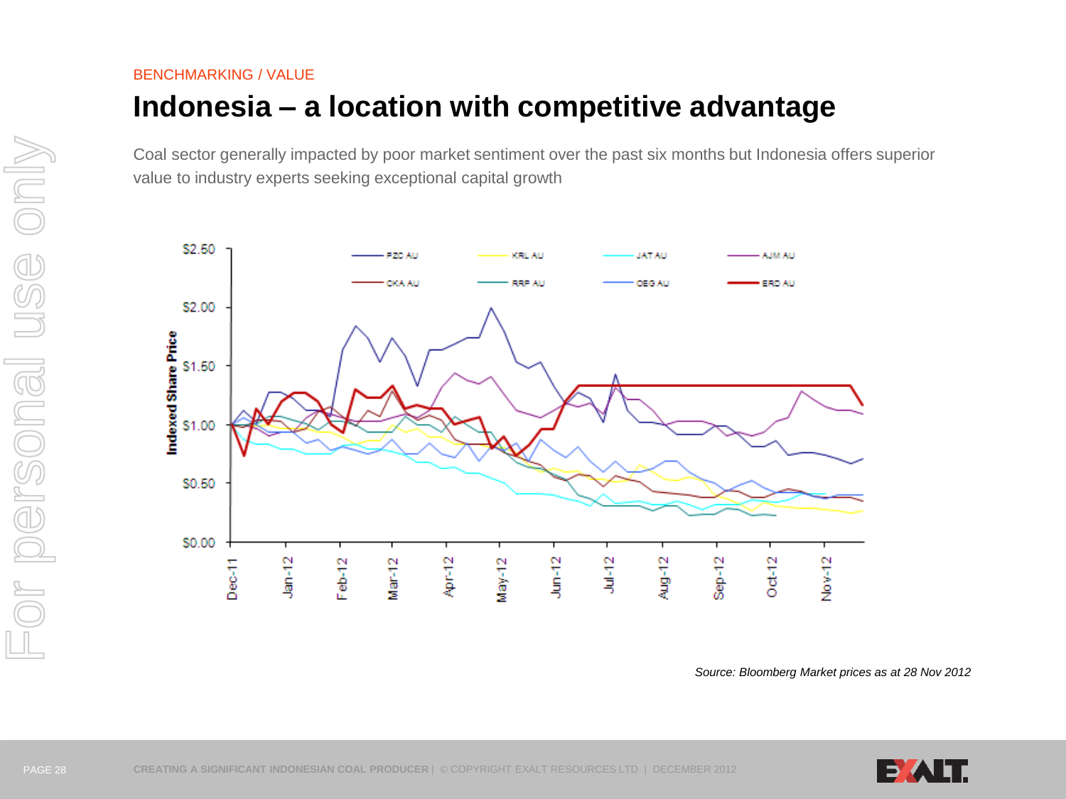BENCHMARKING / VALUE

# Indonesia – a location with competitive advantage

Coal sector generally impacted by poor market sentiment over the past six months but Indonesia offers superior value to industry experts seeking exceptional capital growth

*Source: Bloomberg Market prices as at 28 Nov 2012*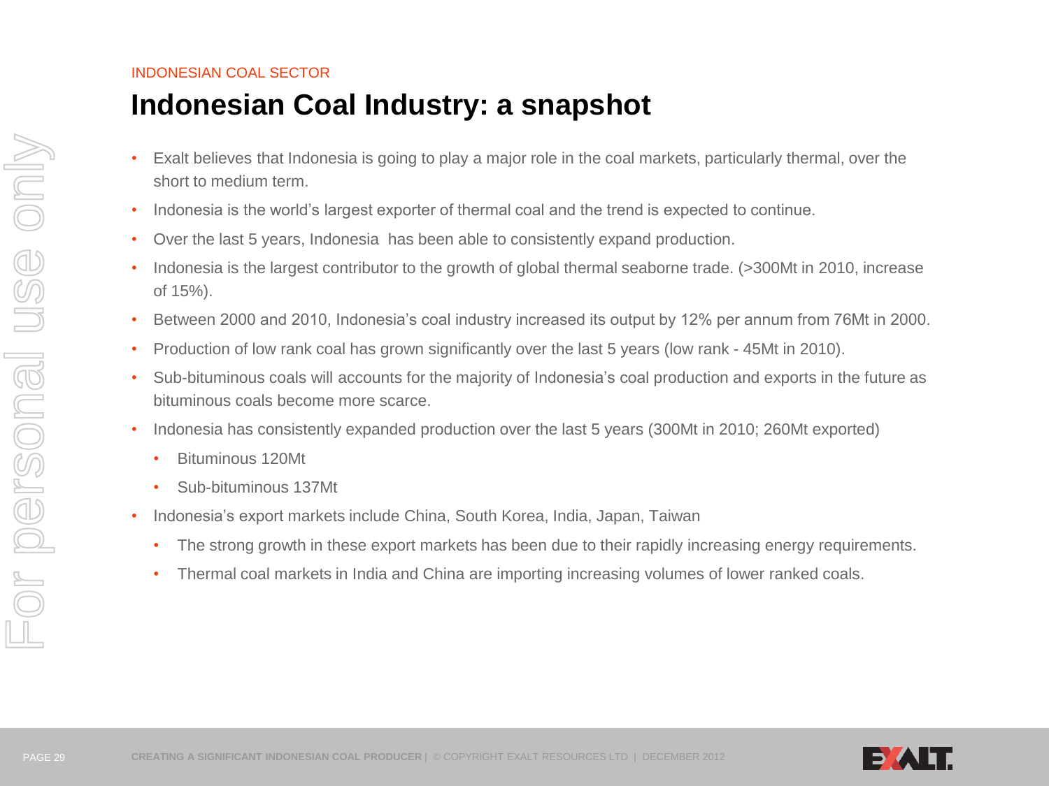INDONESIAN COAL SECTOR

# Indonesian Coal Industry: a snapshot

- Exalt believes that Indonesia is going to play a major role in the coal markets, particularly thermal, over the short to medium term.
- Indonesia is the world's largest exporter of thermal coal and the trend is expected to continue.
- Over the last 5 years, Indonesia has been able to consistently expand production.
- Indonesia is the largest contributor to the growth of global thermal seaborne trade. (>300Mt in 2010, increase of 15%).
- Between 2000 and 2010, Indonesia's coal industry increased its output by 12% per annum from 76Mt in 2000.
- Production of low rank coal has grown significantly over the last 5 years (low rank - 45Mt in 2010).
- Sub-bituminous coals will accounts for the majority of Indonesia's coal production and exports in the future as bituminous coals become more scarce.
- Indonesia has consistently expanded production over the last 5 years (300Mt in 2010; 260Mt exported)
  - Bituminous 120Mt
  - Sub-bituminous 137Mt
- Indonesia's export markets include China, South Korea, India, Japan, Taiwan
  - The strong growth in these export markets has been due to their rapidly increasing energy requirements.
  - Thermal coal markets in India and China are importing increasing volumes of lower ranked coals.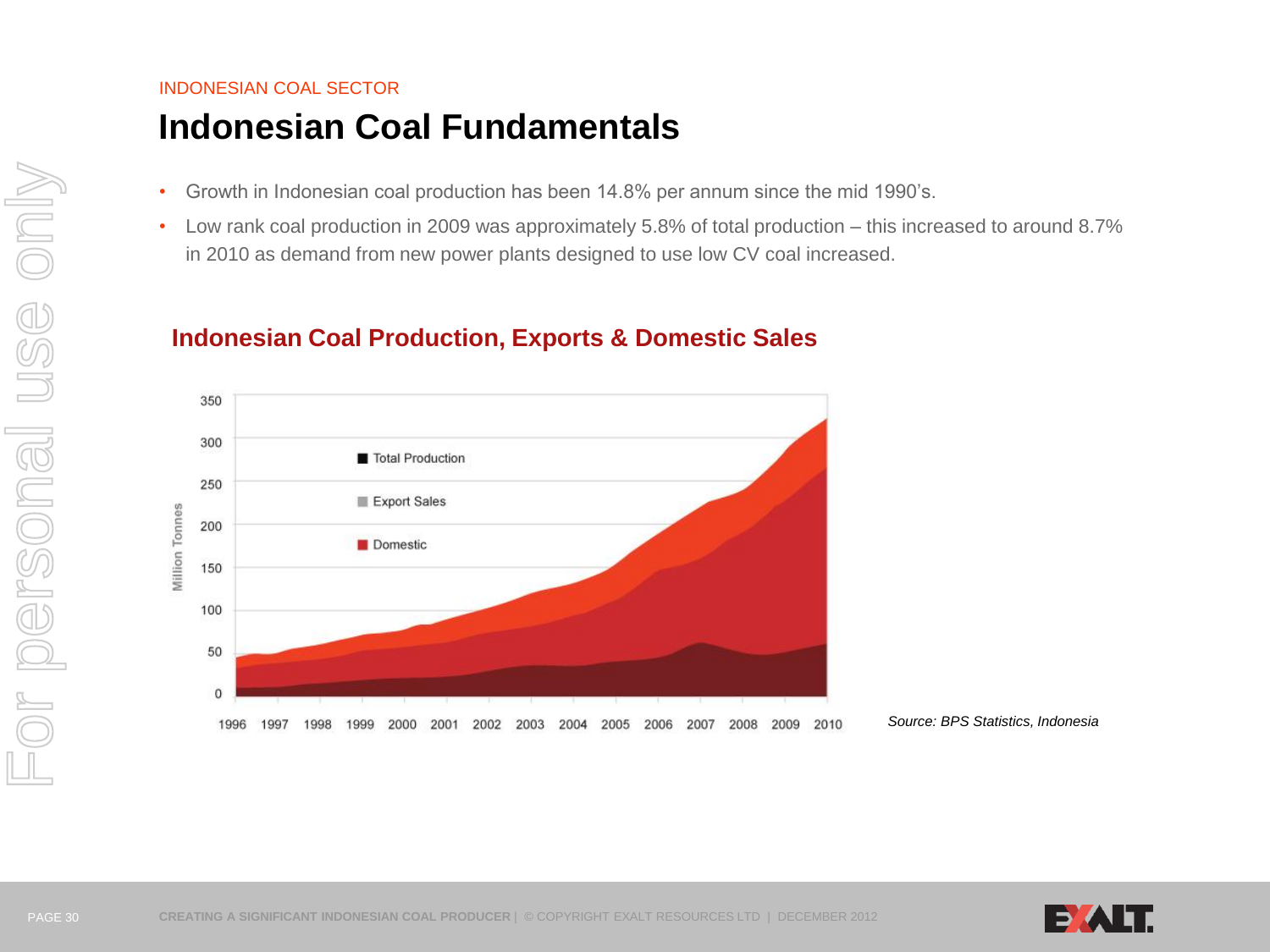INDONESIAN COAL SECTOR

# Indonesian Coal Fundamentals

- Growth in Indonesian coal production has been 14.8% per annum since the mid 1990's.
- Low rank coal production in 2009 was approximately 5.8% of total production – this increased to around 8.7% in 2010 as demand from new power plants designed to use low CV coal increased.

## Indonesian Coal Production, Exports & Domestic Sales

*Source: BPS Statistics, Indonesia*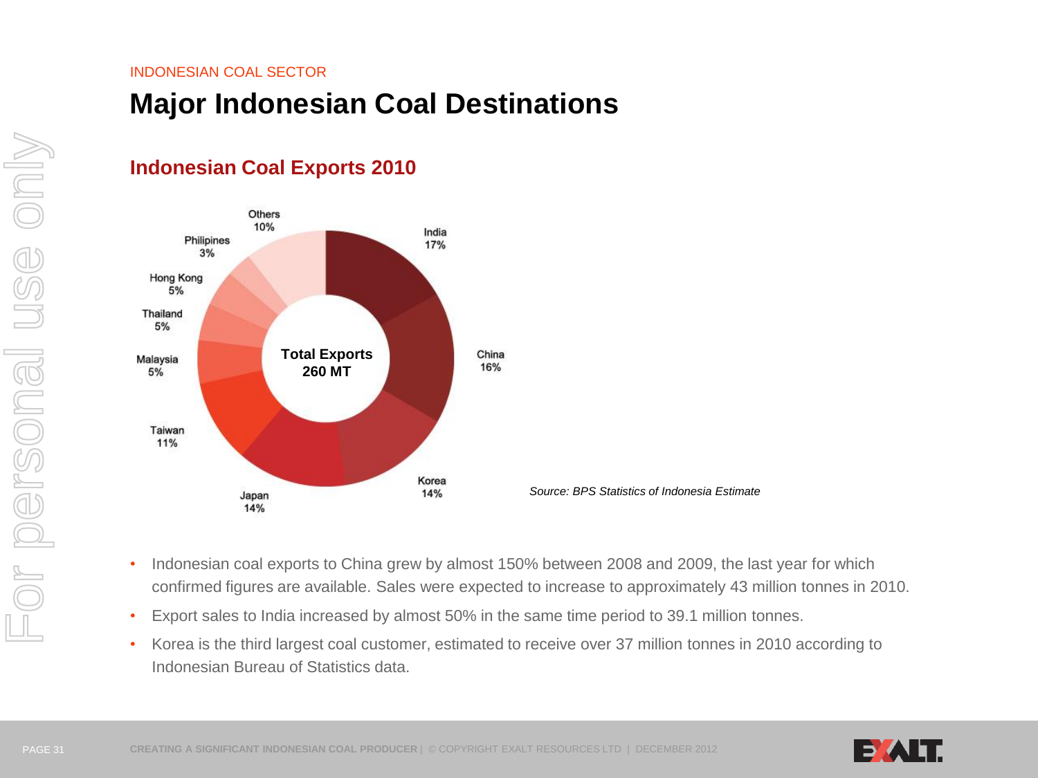INDONESIAN COAL SECTOR

# Major Indonesian Coal Destinations

## Indonesian Coal Exports 2010

| Destination | Share |
| --- | --- |
| India | 17% |
| China | 16% |
| Korea | 14% |
| Japan | 14% |
| Taiwan | 11% |
| Malaysia | 5% |
| Thailand | 5% |
| Hong Kong | 5% |
| Philipines | 3% |
| Others | 10% |

**Total Exports 260 MT**

*Source: BPS Statistics of Indonesia Estimate*

- Indonesian coal exports to China grew by almost 150% between 2008 and 2009, the last year for which confirmed figures are available. Sales were expected to increase to approximately 43 million tonnes in 2010.
- Export sales to India increased by almost 50% in the same time period to 39.1 million tonnes.
- Korea is the third largest coal customer, estimated to receive over 37 million tonnes in 2010 according to Indonesian Bureau of Statistics data.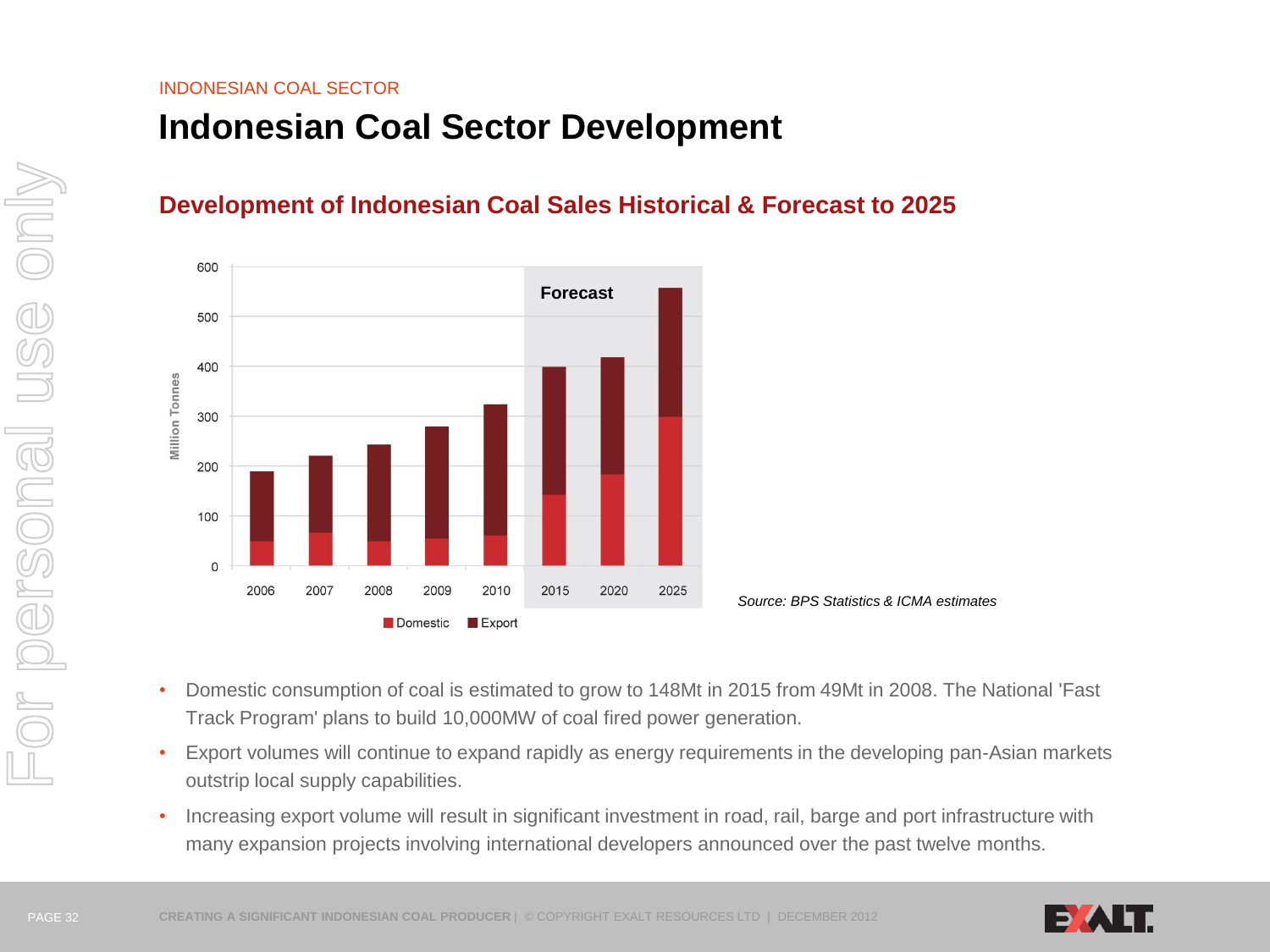INDONESIAN COAL SECTOR

# Indonesian Coal Sector Development

## Development of Indonesian Coal Sales Historical & Forecast to 2025

*Source: BPS Statistics & ICMA estimates*

- Domestic consumption of coal is estimated to grow to 148Mt in 2015 from 49Mt in 2008. The National 'Fast Track Program' plans to build 10,000MW of coal fired power generation.
- Export volumes will continue to expand rapidly as energy requirements in the developing pan-Asian markets outstrip local supply capabilities.
- Increasing export volume will result in significant investment in road, rail, barge and port infrastructure with many expansion projects involving international developers announced over the past twelve months.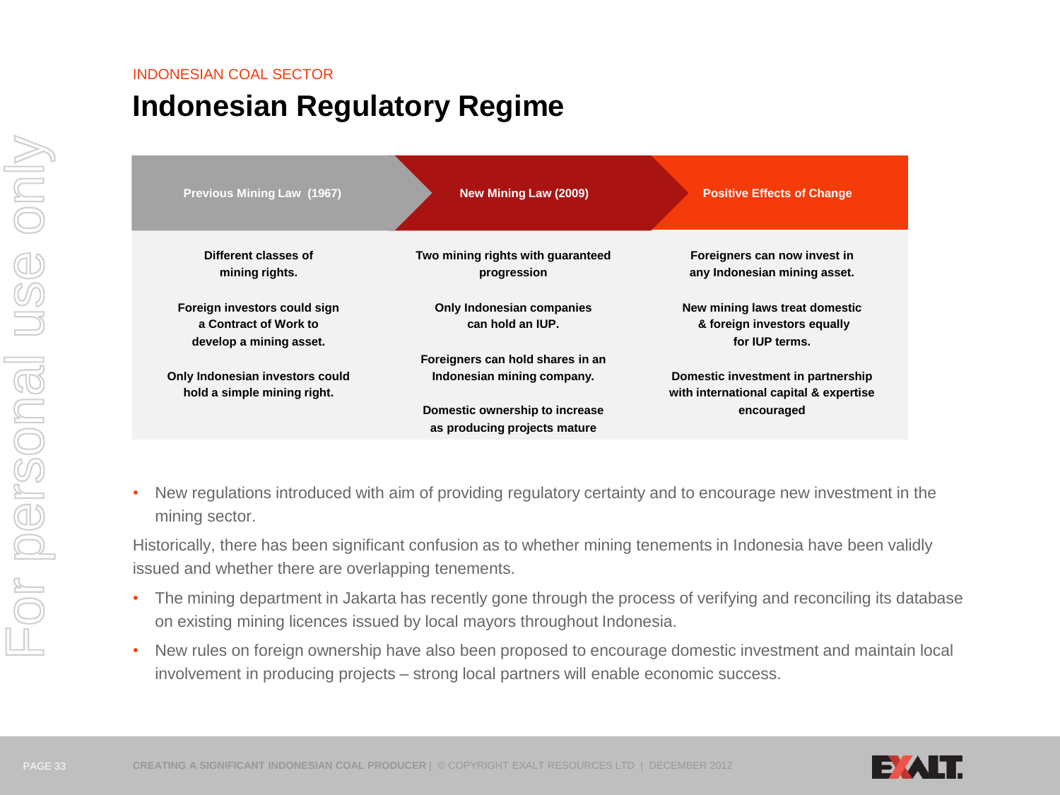INDONESIAN COAL SECTOR

# Indonesian Regulatory Regime

| Previous Mining Law (1967) | New Mining Law (2009) | Positive Effects of Change |
|---|---|---|
| Different classes of mining rights. | Two mining rights with guaranteed progression | Foreigners can now invest in any Indonesian mining asset. |
| Foreign investors could sign a Contract of Work to develop a mining asset. | Only Indonesian companies can hold an IUP. | New mining laws treat domestic & foreign investors equally for IUP terms. |
| Only Indonesian investors could hold a simple mining right. | Foreigners can hold shares in an Indonesian mining company. | Domestic investment in partnership with international capital & expertise encouraged |
| | Domestic ownership to increase as producing projects mature | |

- New regulations introduced with aim of providing regulatory certainty and to encourage new investment in the mining sector.

Historically, there has been significant confusion as to whether mining tenements in Indonesia have been validly issued and whether there are overlapping tenements.

- The mining department in Jakarta has recently gone through the process of verifying and reconciling its database on existing mining licences issued by local mayors throughout Indonesia.
- New rules on foreign ownership have also been proposed to encourage domestic investment and maintain local involvement in producing projects – strong local partners will enable economic success.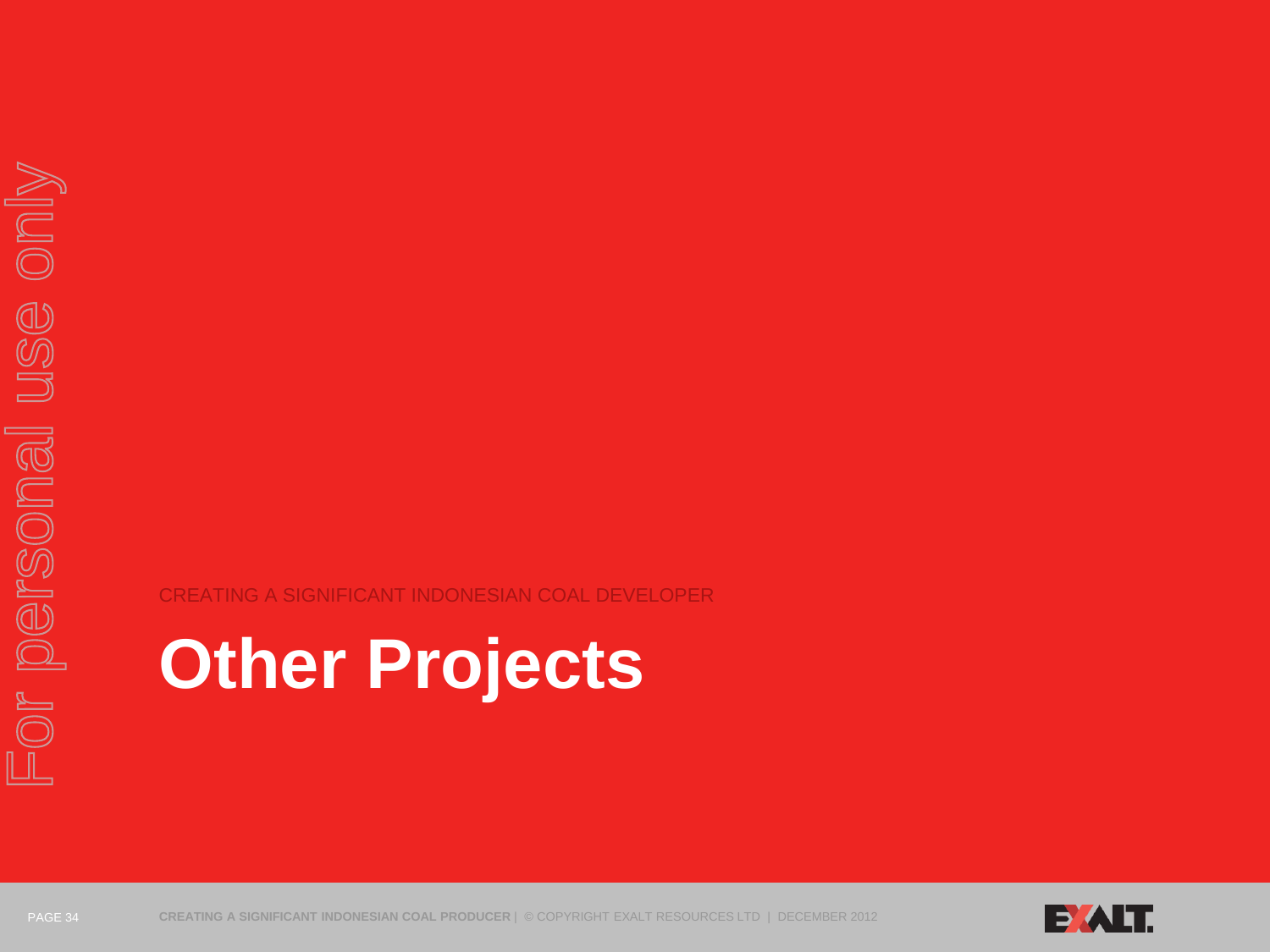CREATING A SIGNIFICANT INDONESIAN COAL DEVELOPER

# Other Projects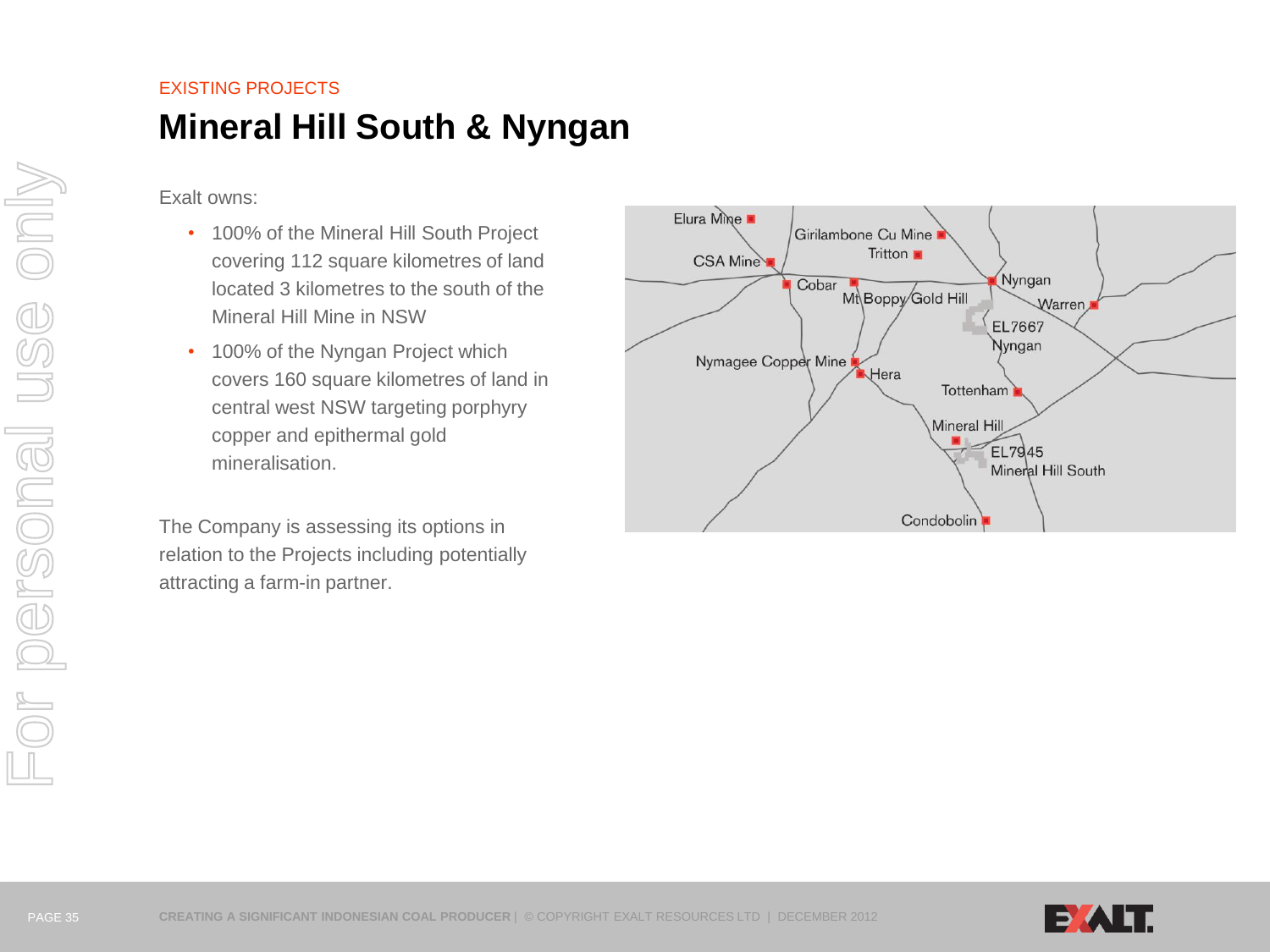EXISTING PROJECTS

# Mineral Hill South & Nyngan

Exalt owns:

- 100% of the Mineral Hill South Project covering 112 square kilometres of land located 3 kilometres to the south of the Mineral Hill Mine in NSW
- 100% of the Nyngan Project which covers 160 square kilometres of land in central west NSW targeting porphyry copper and epithermal gold mineralisation.

The Company is assessing its options in relation to the Projects including potentially attracting a farm-in partner.

Elura Mine
Girilambone Cu Mine
Tritton
CSA Mine
Cobar
Mt Boppy Gold Hill
Nyngan
Warren
EL7667
Nyngan
Nymagee Copper Mine
Hera
Tottenham
Mineral Hill
EL7945
Mineral Hill South
Condobolin